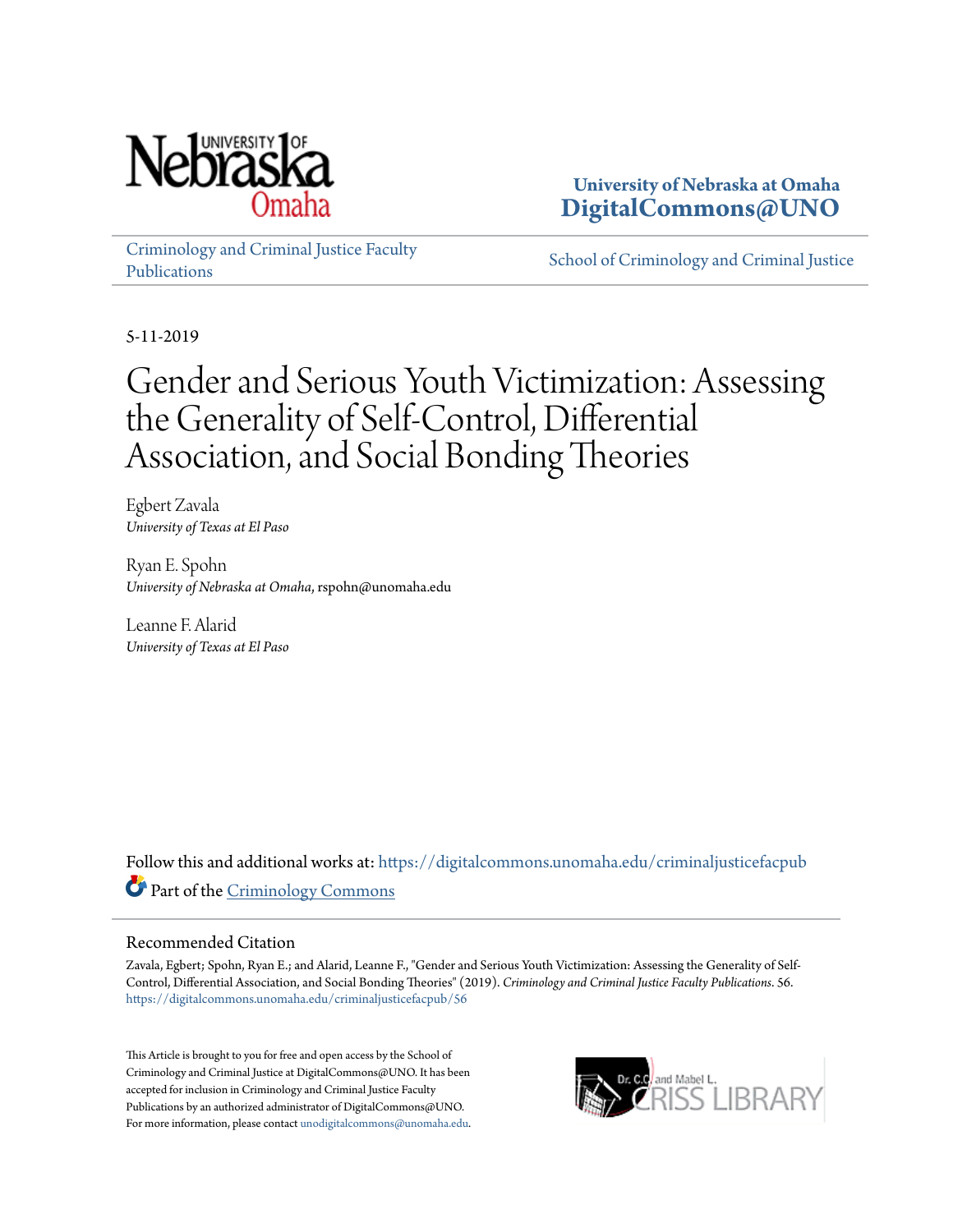University of Nebraska at Omaha
**DigitalCommons@UNO**

Criminology and Criminal Justice Faculty Publications

School of Criminology and Criminal Justice

5-11-2019

# Gender and Serious Youth Victimization: Assessing the Generality of Self-Control, Differential Association, and Social Bonding Theories

Egbert Zavala
*University of Texas at El Paso*

Ryan E. Spohn
*University of Nebraska at Omaha*, rspohn@unomaha.edu

Leanne F. Alarid
*University of Texas at El Paso*

Follow this and additional works at: https://digitalcommons.unomaha.edu/criminaljusticefacpub

Part of the Criminology Commons

## Recommended Citation

Zavala, Egbert; Spohn, Ryan E.; and Alarid, Leanne F., "Gender and Serious Youth Victimization: Assessing the Generality of Self-Control, Differential Association, and Social Bonding Theories" (2019). *Criminology and Criminal Justice Faculty Publications*. 56.
https://digitalcommons.unomaha.edu/criminaljusticefacpub/56

This Article is brought to you for free and open access by the School of Criminology and Criminal Justice at DigitalCommons@UNO. It has been accepted for inclusion in Criminology and Criminal Justice Faculty Publications by an authorized administrator of DigitalCommons@UNO. For more information, please contact unodigitalcommons@unomaha.edu.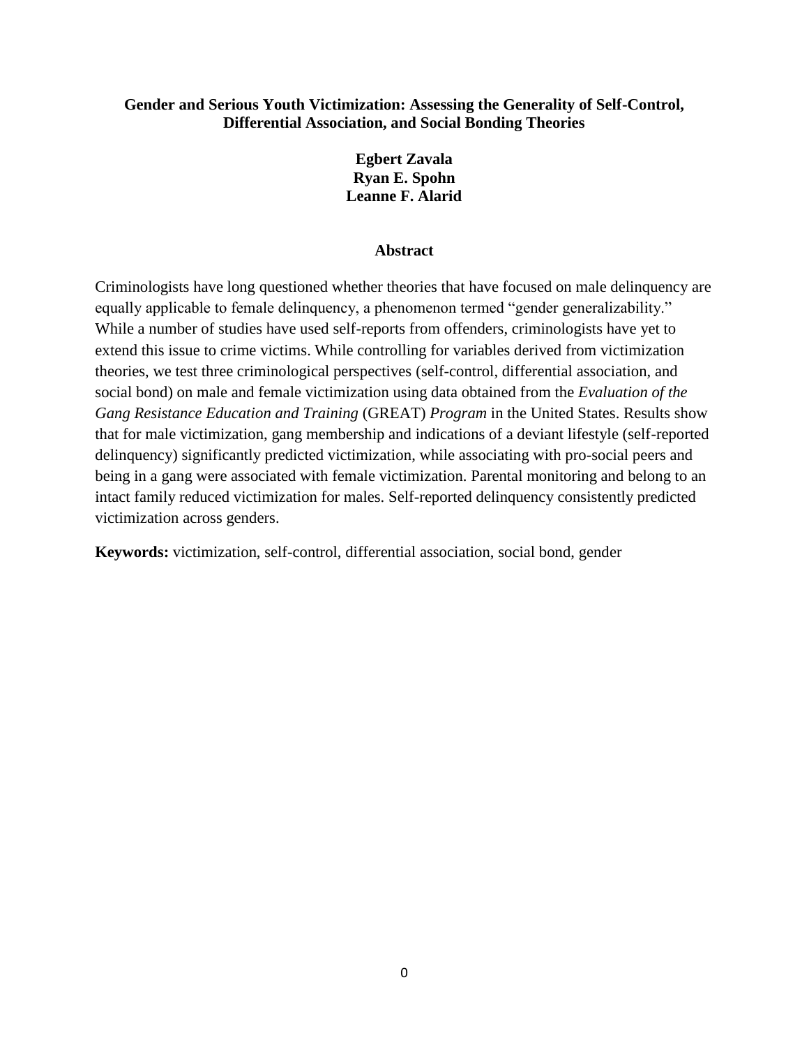**Gender and Serious Youth Victimization: Assessing the Generality of Self-Control, Differential Association, and Social Bonding Theories**

**Egbert Zavala**
**Ryan E. Spohn**
**Leanne F. Alarid**

## Abstract

Criminologists have long questioned whether theories that have focused on male delinquency are equally applicable to female delinquency, a phenomenon termed "gender generalizability." While a number of studies have used self-reports from offenders, criminologists have yet to extend this issue to crime victims. While controlling for variables derived from victimization theories, we test three criminological perspectives (self-control, differential association, and social bond) on male and female victimization using data obtained from the *Evaluation of the Gang Resistance Education and Training* (GREAT) *Program* in the United States. Results show that for male victimization, gang membership and indications of a deviant lifestyle (self-reported delinquency) significantly predicted victimization, while associating with pro-social peers and being in a gang were associated with female victimization. Parental monitoring and belong to an intact family reduced victimization for males. Self-reported delinquency consistently predicted victimization across genders.

**Keywords:** victimization, self-control, differential association, social bond, gender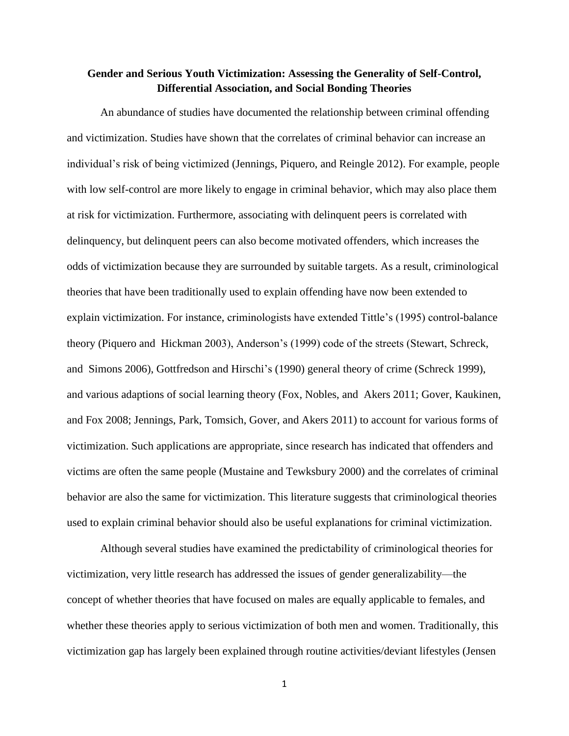**Gender and Serious Youth Victimization: Assessing the Generality of Self-Control, Differential Association, and Social Bonding Theories**

An abundance of studies have documented the relationship between criminal offending and victimization. Studies have shown that the correlates of criminal behavior can increase an individual's risk of being victimized (Jennings, Piquero, and Reingle 2012). For example, people with low self-control are more likely to engage in criminal behavior, which may also place them at risk for victimization. Furthermore, associating with delinquent peers is correlated with delinquency, but delinquent peers can also become motivated offenders, which increases the odds of victimization because they are surrounded by suitable targets. As a result, criminological theories that have been traditionally used to explain offending have now been extended to explain victimization. For instance, criminologists have extended Tittle's (1995) control-balance theory (Piquero and Hickman 2003), Anderson's (1999) code of the streets (Stewart, Schreck, and Simons 2006), Gottfredson and Hirschi's (1990) general theory of crime (Schreck 1999), and various adaptions of social learning theory (Fox, Nobles, and Akers 2011; Gover, Kaukinen, and Fox 2008; Jennings, Park, Tomsich, Gover, and Akers 2011) to account for various forms of victimization. Such applications are appropriate, since research has indicated that offenders and victims are often the same people (Mustaine and Tewksbury 2000) and the correlates of criminal behavior are also the same for victimization. This literature suggests that criminological theories used to explain criminal behavior should also be useful explanations for criminal victimization.

Although several studies have examined the predictability of criminological theories for victimization, very little research has addressed the issues of gender generalizability—the concept of whether theories that have focused on males are equally applicable to females, and whether these theories apply to serious victimization of both men and women. Traditionally, this victimization gap has largely been explained through routine activities/deviant lifestyles (Jensen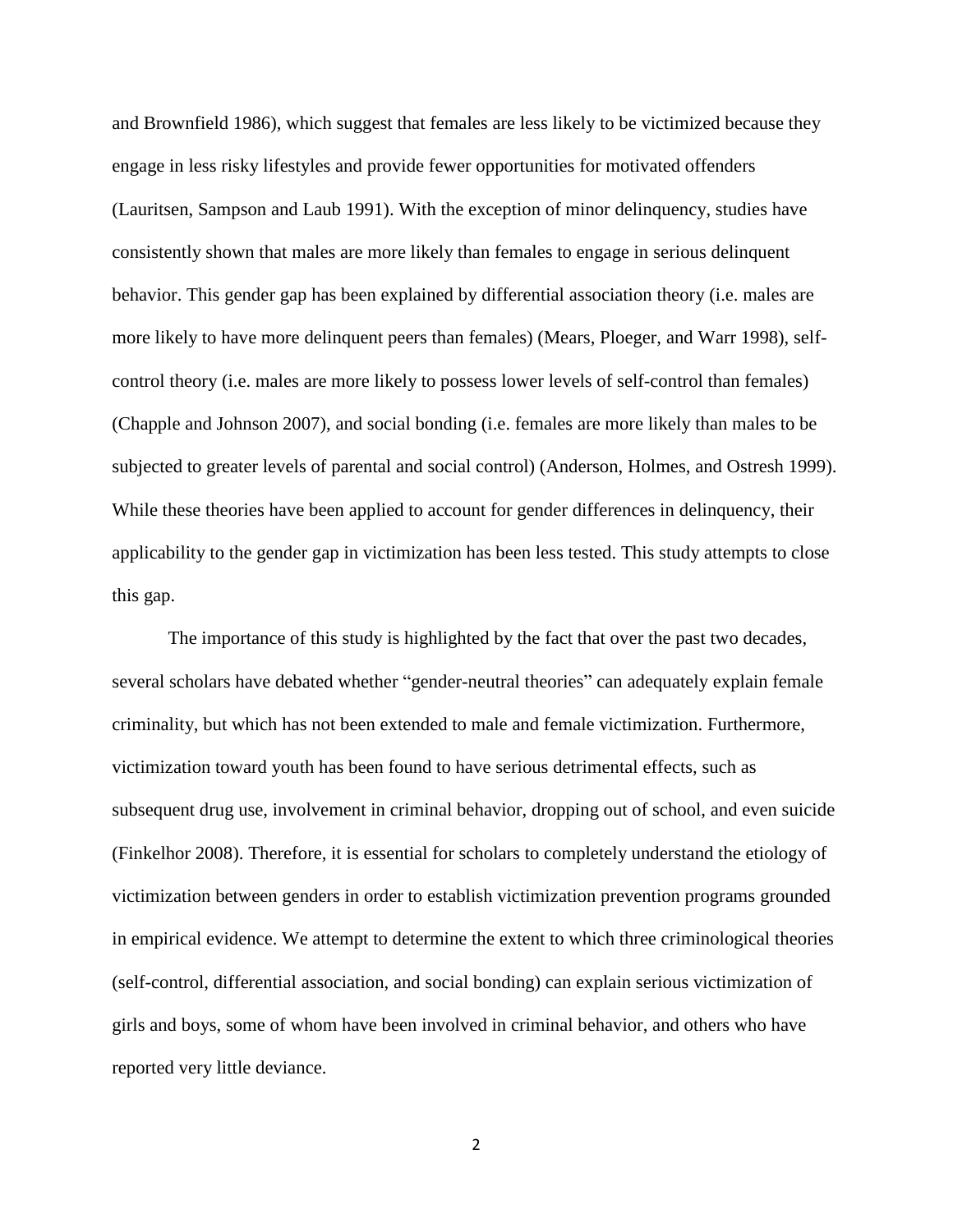and Brownfield 1986), which suggest that females are less likely to be victimized because they engage in less risky lifestyles and provide fewer opportunities for motivated offenders (Lauritsen, Sampson and Laub 1991). With the exception of minor delinquency, studies have consistently shown that males are more likely than females to engage in serious delinquent behavior. This gender gap has been explained by differential association theory (i.e. males are more likely to have more delinquent peers than females) (Mears, Ploeger, and Warr 1998), self-control theory (i.e. males are more likely to possess lower levels of self-control than females) (Chapple and Johnson 2007), and social bonding (i.e. females are more likely than males to be subjected to greater levels of parental and social control) (Anderson, Holmes, and Ostresh 1999). While these theories have been applied to account for gender differences in delinquency, their applicability to the gender gap in victimization has been less tested. This study attempts to close this gap.

The importance of this study is highlighted by the fact that over the past two decades, several scholars have debated whether "gender-neutral theories" can adequately explain female criminality, but which has not been extended to male and female victimization. Furthermore, victimization toward youth has been found to have serious detrimental effects, such as subsequent drug use, involvement in criminal behavior, dropping out of school, and even suicide (Finkelhor 2008). Therefore, it is essential for scholars to completely understand the etiology of victimization between genders in order to establish victimization prevention programs grounded in empirical evidence. We attempt to determine the extent to which three criminological theories (self-control, differential association, and social bonding) can explain serious victimization of girls and boys, some of whom have been involved in criminal behavior, and others who have reported very little deviance.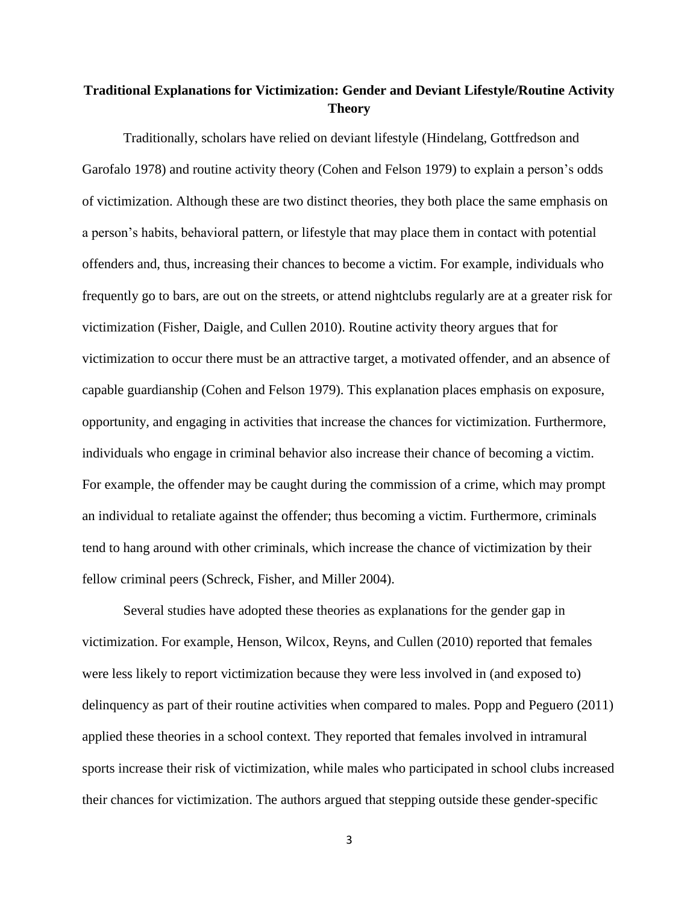## Traditional Explanations for Victimization: Gender and Deviant Lifestyle/Routine Activity Theory

Traditionally, scholars have relied on deviant lifestyle (Hindelang, Gottfredson and Garofalo 1978) and routine activity theory (Cohen and Felson 1979) to explain a person's odds of victimization. Although these are two distinct theories, they both place the same emphasis on a person's habits, behavioral pattern, or lifestyle that may place them in contact with potential offenders and, thus, increasing their chances to become a victim. For example, individuals who frequently go to bars, are out on the streets, or attend nightclubs regularly are at a greater risk for victimization (Fisher, Daigle, and Cullen 2010). Routine activity theory argues that for victimization to occur there must be an attractive target, a motivated offender, and an absence of capable guardianship (Cohen and Felson 1979). This explanation places emphasis on exposure, opportunity, and engaging in activities that increase the chances for victimization. Furthermore, individuals who engage in criminal behavior also increase their chance of becoming a victim. For example, the offender may be caught during the commission of a crime, which may prompt an individual to retaliate against the offender; thus becoming a victim. Furthermore, criminals tend to hang around with other criminals, which increase the chance of victimization by their fellow criminal peers (Schreck, Fisher, and Miller 2004).

Several studies have adopted these theories as explanations for the gender gap in victimization. For example, Henson, Wilcox, Reyns, and Cullen (2010) reported that females were less likely to report victimization because they were less involved in (and exposed to) delinquency as part of their routine activities when compared to males. Popp and Peguero (2011) applied these theories in a school context. They reported that females involved in intramural sports increase their risk of victimization, while males who participated in school clubs increased their chances for victimization. The authors argued that stepping outside these gender-specific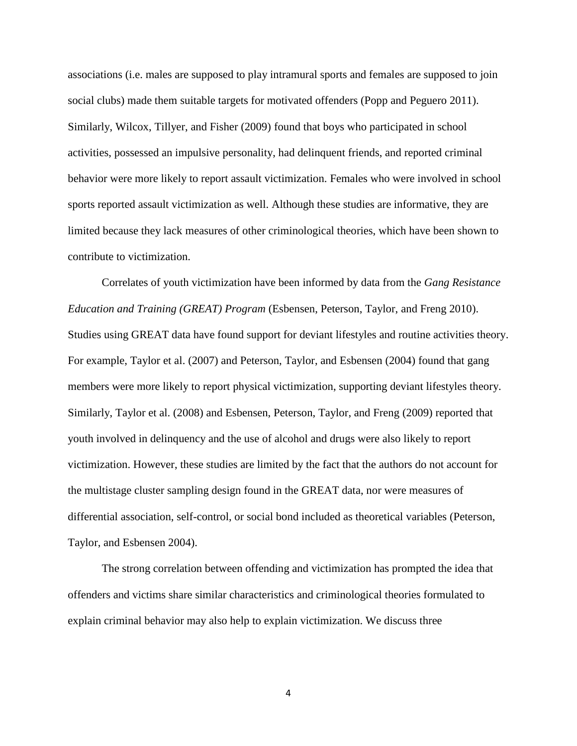associations (i.e. males are supposed to play intramural sports and females are supposed to join social clubs) made them suitable targets for motivated offenders (Popp and Peguero 2011). Similarly, Wilcox, Tillyer, and Fisher (2009) found that boys who participated in school activities, possessed an impulsive personality, had delinquent friends, and reported criminal behavior were more likely to report assault victimization. Females who were involved in school sports reported assault victimization as well. Although these studies are informative, they are limited because they lack measures of other criminological theories, which have been shown to contribute to victimization.

Correlates of youth victimization have been informed by data from the *Gang Resistance Education and Training (GREAT) Program* (Esbensen, Peterson, Taylor, and Freng 2010). Studies using GREAT data have found support for deviant lifestyles and routine activities theory. For example, Taylor et al. (2007) and Peterson, Taylor, and Esbensen (2004) found that gang members were more likely to report physical victimization, supporting deviant lifestyles theory. Similarly, Taylor et al. (2008) and Esbensen, Peterson, Taylor, and Freng (2009) reported that youth involved in delinquency and the use of alcohol and drugs were also likely to report victimization. However, these studies are limited by the fact that the authors do not account for the multistage cluster sampling design found in the GREAT data, nor were measures of differential association, self-control, or social bond included as theoretical variables (Peterson, Taylor, and Esbensen 2004).

The strong correlation between offending and victimization has prompted the idea that offenders and victims share similar characteristics and criminological theories formulated to explain criminal behavior may also help to explain victimization. We discuss three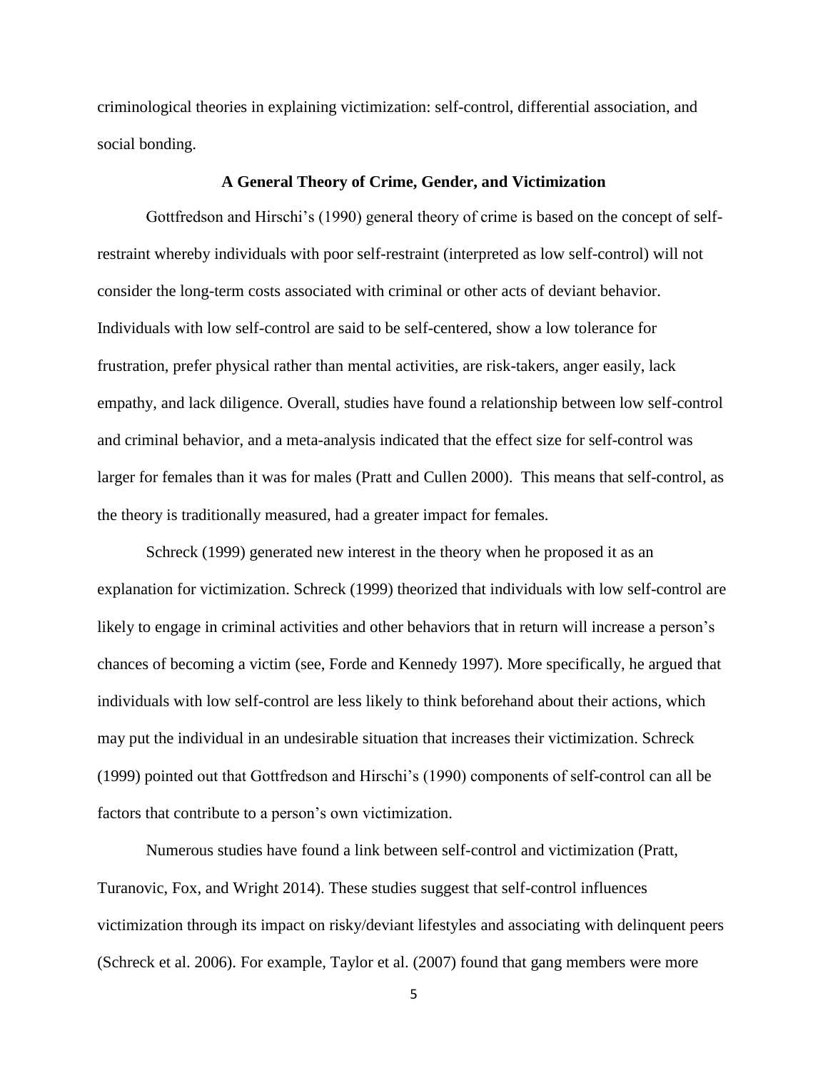criminological theories in explaining victimization: self-control, differential association, and social bonding.

## A General Theory of Crime, Gender, and Victimization

Gottfredson and Hirschi's (1990) general theory of crime is based on the concept of self-restraint whereby individuals with poor self-restraint (interpreted as low self-control) will not consider the long-term costs associated with criminal or other acts of deviant behavior. Individuals with low self-control are said to be self-centered, show a low tolerance for frustration, prefer physical rather than mental activities, are risk-takers, anger easily, lack empathy, and lack diligence. Overall, studies have found a relationship between low self-control and criminal behavior, and a meta-analysis indicated that the effect size for self-control was larger for females than it was for males (Pratt and Cullen 2000). This means that self-control, as the theory is traditionally measured, had a greater impact for females.

Schreck (1999) generated new interest in the theory when he proposed it as an explanation for victimization. Schreck (1999) theorized that individuals with low self-control are likely to engage in criminal activities and other behaviors that in return will increase a person's chances of becoming a victim (see, Forde and Kennedy 1997). More specifically, he argued that individuals with low self-control are less likely to think beforehand about their actions, which may put the individual in an undesirable situation that increases their victimization. Schreck (1999) pointed out that Gottfredson and Hirschi's (1990) components of self-control can all be factors that contribute to a person's own victimization.

Numerous studies have found a link between self-control and victimization (Pratt, Turanovic, Fox, and Wright 2014). These studies suggest that self-control influences victimization through its impact on risky/deviant lifestyles and associating with delinquent peers (Schreck et al. 2006). For example, Taylor et al. (2007) found that gang members were more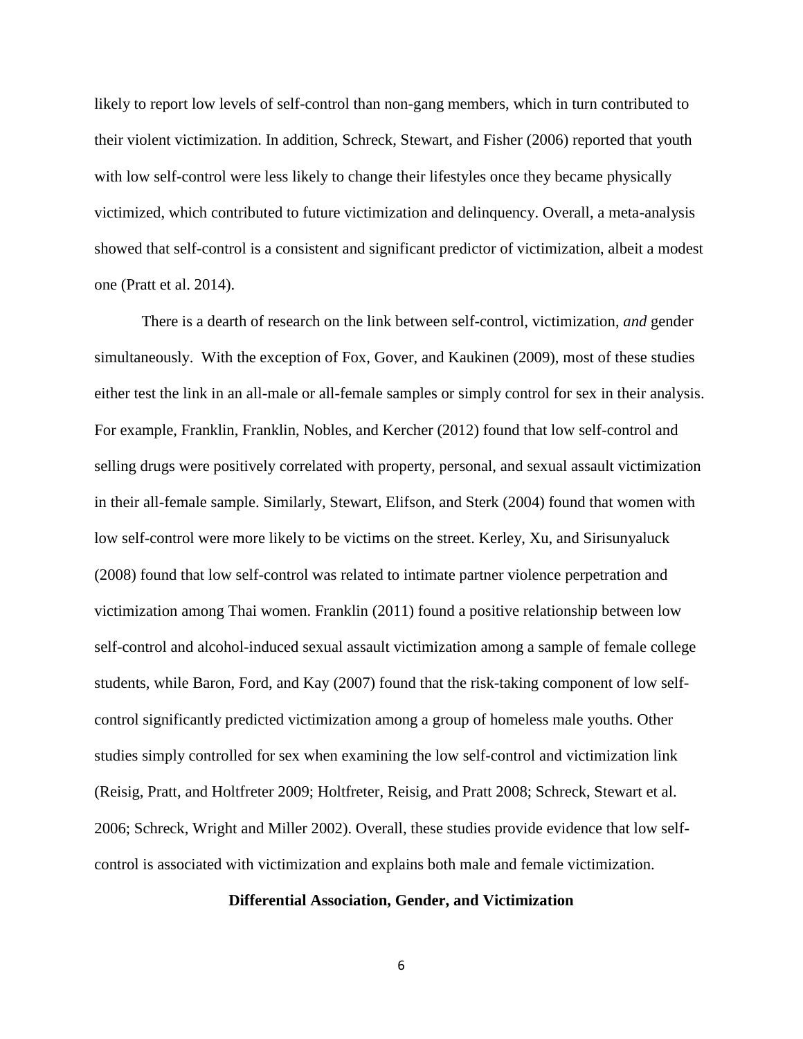likely to report low levels of self-control than non-gang members, which in turn contributed to their violent victimization. In addition, Schreck, Stewart, and Fisher (2006) reported that youth with low self-control were less likely to change their lifestyles once they became physically victimized, which contributed to future victimization and delinquency. Overall, a meta-analysis showed that self-control is a consistent and significant predictor of victimization, albeit a modest one (Pratt et al. 2014).

There is a dearth of research on the link between self-control, victimization, *and* gender simultaneously. With the exception of Fox, Gover, and Kaukinen (2009), most of these studies either test the link in an all-male or all-female samples or simply control for sex in their analysis. For example, Franklin, Franklin, Nobles, and Kercher (2012) found that low self-control and selling drugs were positively correlated with property, personal, and sexual assault victimization in their all-female sample. Similarly, Stewart, Elifson, and Sterk (2004) found that women with low self-control were more likely to be victims on the street. Kerley, Xu, and Sirisunyaluck (2008) found that low self-control was related to intimate partner violence perpetration and victimization among Thai women. Franklin (2011) found a positive relationship between low self-control and alcohol-induced sexual assault victimization among a sample of female college students, while Baron, Ford, and Kay (2007) found that the risk-taking component of low self-control significantly predicted victimization among a group of homeless male youths. Other studies simply controlled for sex when examining the low self-control and victimization link (Reisig, Pratt, and Holtfreter 2009; Holtfreter, Reisig, and Pratt 2008; Schreck, Stewart et al. 2006; Schreck, Wright and Miller 2002). Overall, these studies provide evidence that low self-control is associated with victimization and explains both male and female victimization.

## Differential Association, Gender, and Victimization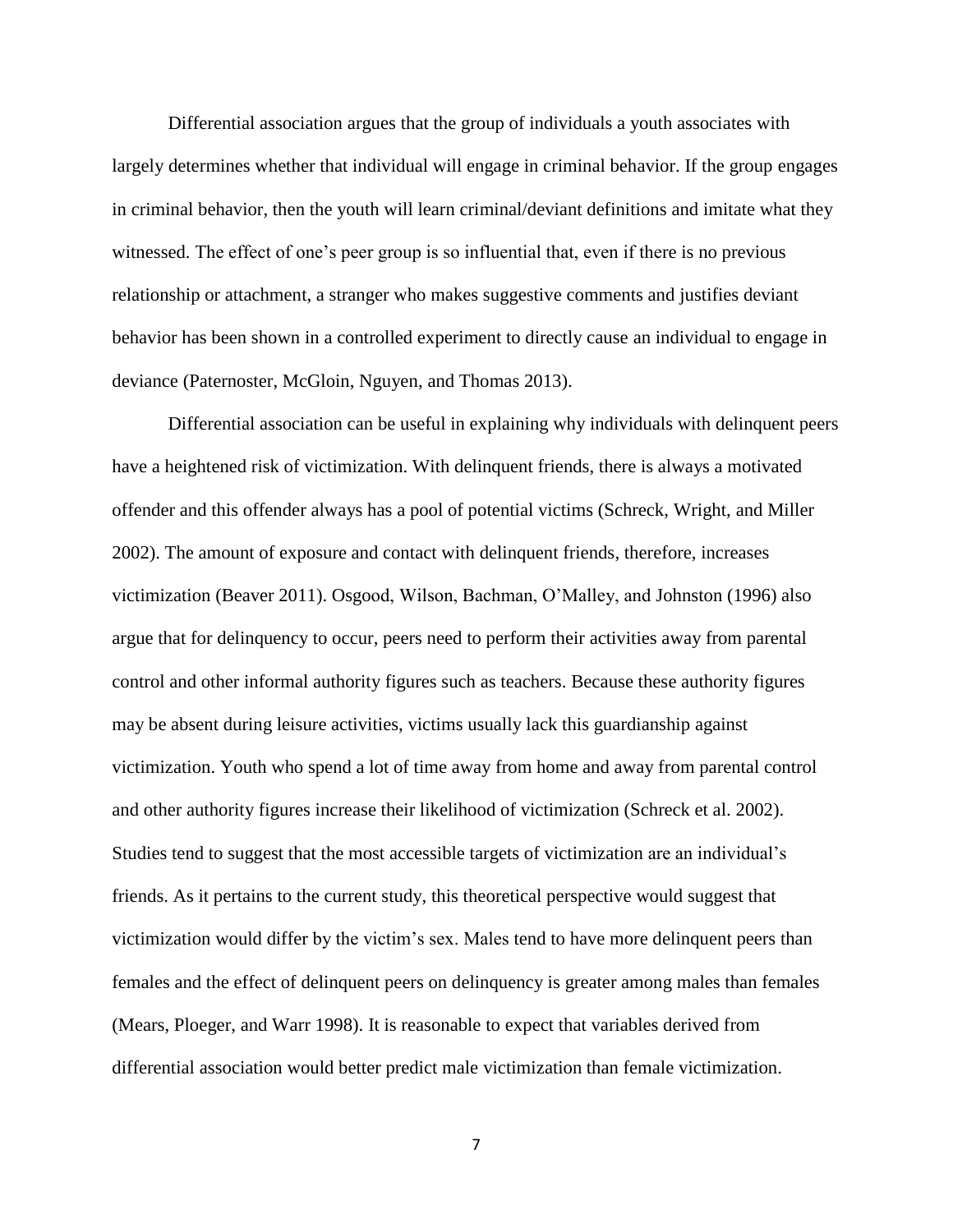Differential association argues that the group of individuals a youth associates with largely determines whether that individual will engage in criminal behavior. If the group engages in criminal behavior, then the youth will learn criminal/deviant definitions and imitate what they witnessed. The effect of one's peer group is so influential that, even if there is no previous relationship or attachment, a stranger who makes suggestive comments and justifies deviant behavior has been shown in a controlled experiment to directly cause an individual to engage in deviance (Paternoster, McGloin, Nguyen, and Thomas 2013).

Differential association can be useful in explaining why individuals with delinquent peers have a heightened risk of victimization. With delinquent friends, there is always a motivated offender and this offender always has a pool of potential victims (Schreck, Wright, and Miller 2002). The amount of exposure and contact with delinquent friends, therefore, increases victimization (Beaver 2011). Osgood, Wilson, Bachman, O'Malley, and Johnston (1996) also argue that for delinquency to occur, peers need to perform their activities away from parental control and other informal authority figures such as teachers. Because these authority figures may be absent during leisure activities, victims usually lack this guardianship against victimization. Youth who spend a lot of time away from home and away from parental control and other authority figures increase their likelihood of victimization (Schreck et al. 2002). Studies tend to suggest that the most accessible targets of victimization are an individual's friends. As it pertains to the current study, this theoretical perspective would suggest that victimization would differ by the victim's sex. Males tend to have more delinquent peers than females and the effect of delinquent peers on delinquency is greater among males than females (Mears, Ploeger, and Warr 1998). It is reasonable to expect that variables derived from differential association would better predict male victimization than female victimization.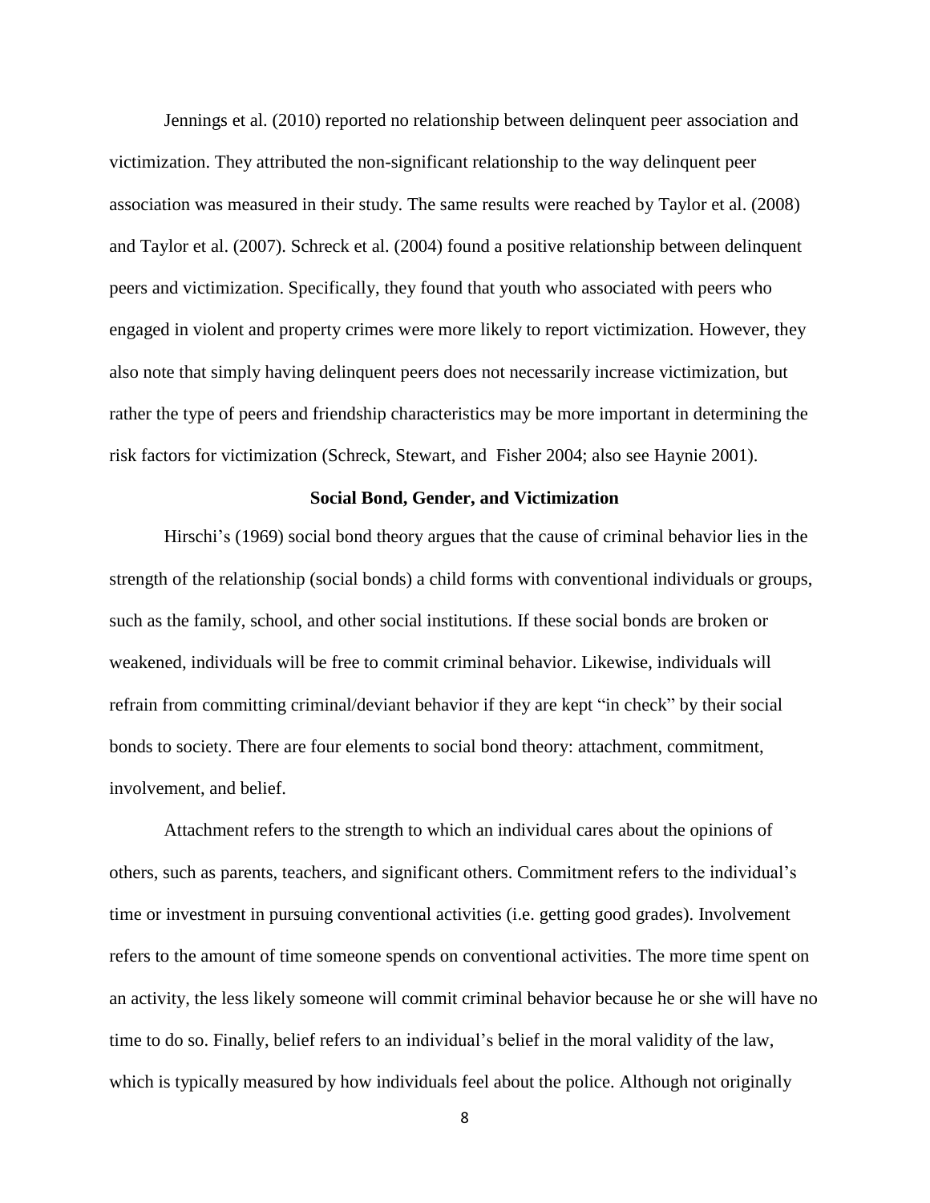Jennings et al. (2010) reported no relationship between delinquent peer association and victimization. They attributed the non-significant relationship to the way delinquent peer association was measured in their study. The same results were reached by Taylor et al. (2008) and Taylor et al. (2007). Schreck et al. (2004) found a positive relationship between delinquent peers and victimization. Specifically, they found that youth who associated with peers who engaged in violent and property crimes were more likely to report victimization. However, they also note that simply having delinquent peers does not necessarily increase victimization, but rather the type of peers and friendship characteristics may be more important in determining the risk factors for victimization (Schreck, Stewart, and Fisher 2004; also see Haynie 2001).

## Social Bond, Gender, and Victimization

Hirschi's (1969) social bond theory argues that the cause of criminal behavior lies in the strength of the relationship (social bonds) a child forms with conventional individuals or groups, such as the family, school, and other social institutions. If these social bonds are broken or weakened, individuals will be free to commit criminal behavior. Likewise, individuals will refrain from committing criminal/deviant behavior if they are kept "in check" by their social bonds to society. There are four elements to social bond theory: attachment, commitment, involvement, and belief.

Attachment refers to the strength to which an individual cares about the opinions of others, such as parents, teachers, and significant others. Commitment refers to the individual's time or investment in pursuing conventional activities (i.e. getting good grades). Involvement refers to the amount of time someone spends on conventional activities. The more time spent on an activity, the less likely someone will commit criminal behavior because he or she will have no time to do so. Finally, belief refers to an individual's belief in the moral validity of the law, which is typically measured by how individuals feel about the police. Although not originally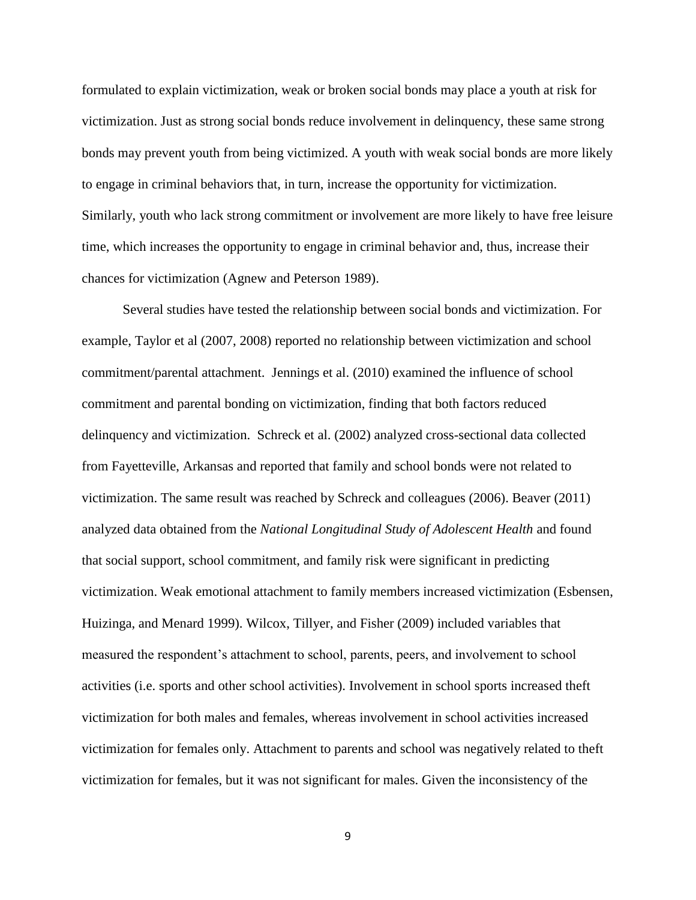formulated to explain victimization, weak or broken social bonds may place a youth at risk for victimization. Just as strong social bonds reduce involvement in delinquency, these same strong bonds may prevent youth from being victimized. A youth with weak social bonds are more likely to engage in criminal behaviors that, in turn, increase the opportunity for victimization. Similarly, youth who lack strong commitment or involvement are more likely to have free leisure time, which increases the opportunity to engage in criminal behavior and, thus, increase their chances for victimization (Agnew and Peterson 1989).

Several studies have tested the relationship between social bonds and victimization. For example, Taylor et al (2007, 2008) reported no relationship between victimization and school commitment/parental attachment. Jennings et al. (2010) examined the influence of school commitment and parental bonding on victimization, finding that both factors reduced delinquency and victimization. Schreck et al. (2002) analyzed cross-sectional data collected from Fayetteville, Arkansas and reported that family and school bonds were not related to victimization. The same result was reached by Schreck and colleagues (2006). Beaver (2011) analyzed data obtained from the *National Longitudinal Study of Adolescent Health* and found that social support, school commitment, and family risk were significant in predicting victimization. Weak emotional attachment to family members increased victimization (Esbensen, Huizinga, and Menard 1999). Wilcox, Tillyer, and Fisher (2009) included variables that measured the respondent's attachment to school, parents, peers, and involvement to school activities (i.e. sports and other school activities). Involvement in school sports increased theft victimization for both males and females, whereas involvement in school activities increased victimization for females only. Attachment to parents and school was negatively related to theft victimization for females, but it was not significant for males. Given the inconsistency of the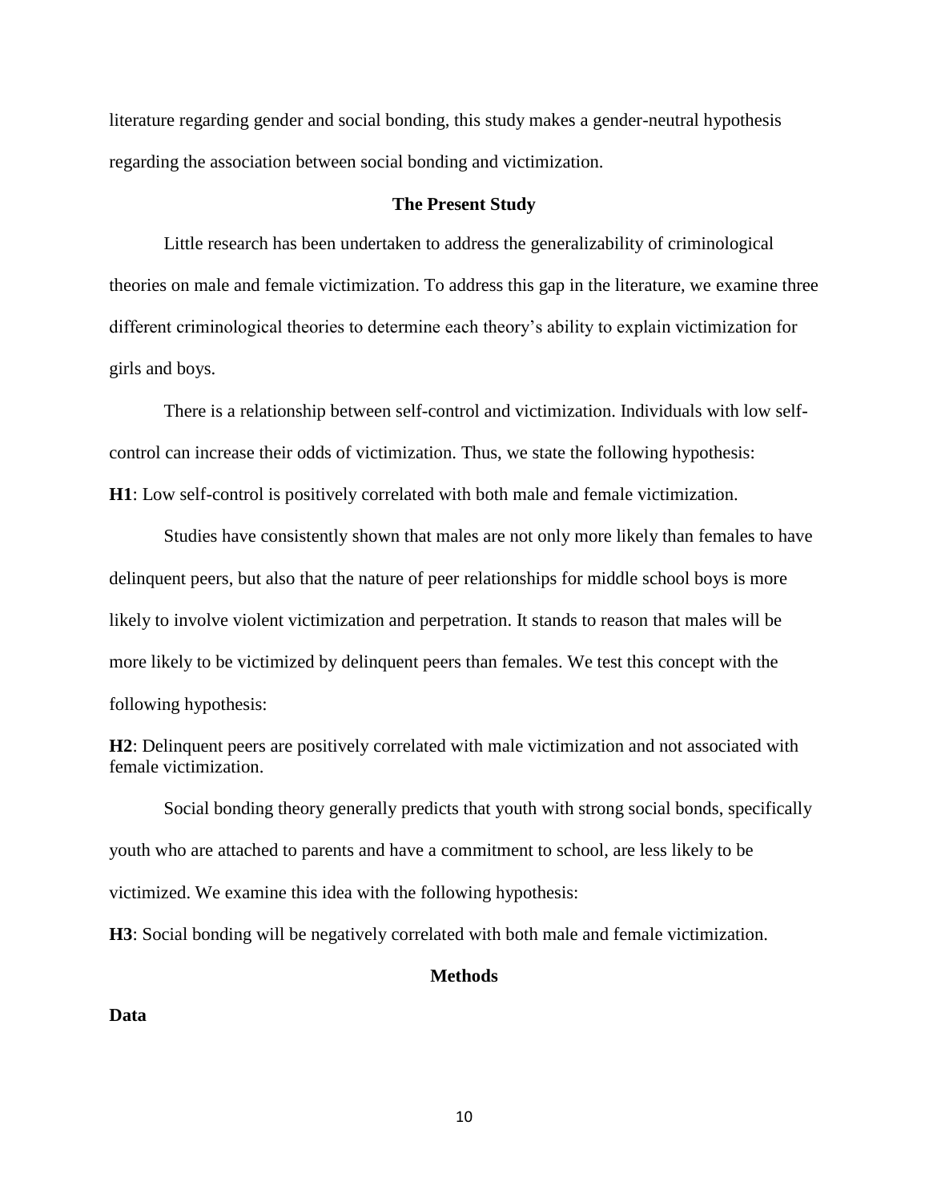literature regarding gender and social bonding, this study makes a gender-neutral hypothesis regarding the association between social bonding and victimization.

## The Present Study

Little research has been undertaken to address the generalizability of criminological theories on male and female victimization. To address this gap in the literature, we examine three different criminological theories to determine each theory's ability to explain victimization for girls and boys.

There is a relationship between self-control and victimization. Individuals with low self-control can increase their odds of victimization. Thus, we state the following hypothesis:

**H1**: Low self-control is positively correlated with both male and female victimization.

Studies have consistently shown that males are not only more likely than females to have delinquent peers, but also that the nature of peer relationships for middle school boys is more likely to involve violent victimization and perpetration. It stands to reason that males will be more likely to be victimized by delinquent peers than females. We test this concept with the following hypothesis:

**H2**: Delinquent peers are positively correlated with male victimization and not associated with female victimization.

Social bonding theory generally predicts that youth with strong social bonds, specifically youth who are attached to parents and have a commitment to school, are less likely to be victimized. We examine this idea with the following hypothesis:

**H3**: Social bonding will be negatively correlated with both male and female victimization.

## Methods

### Data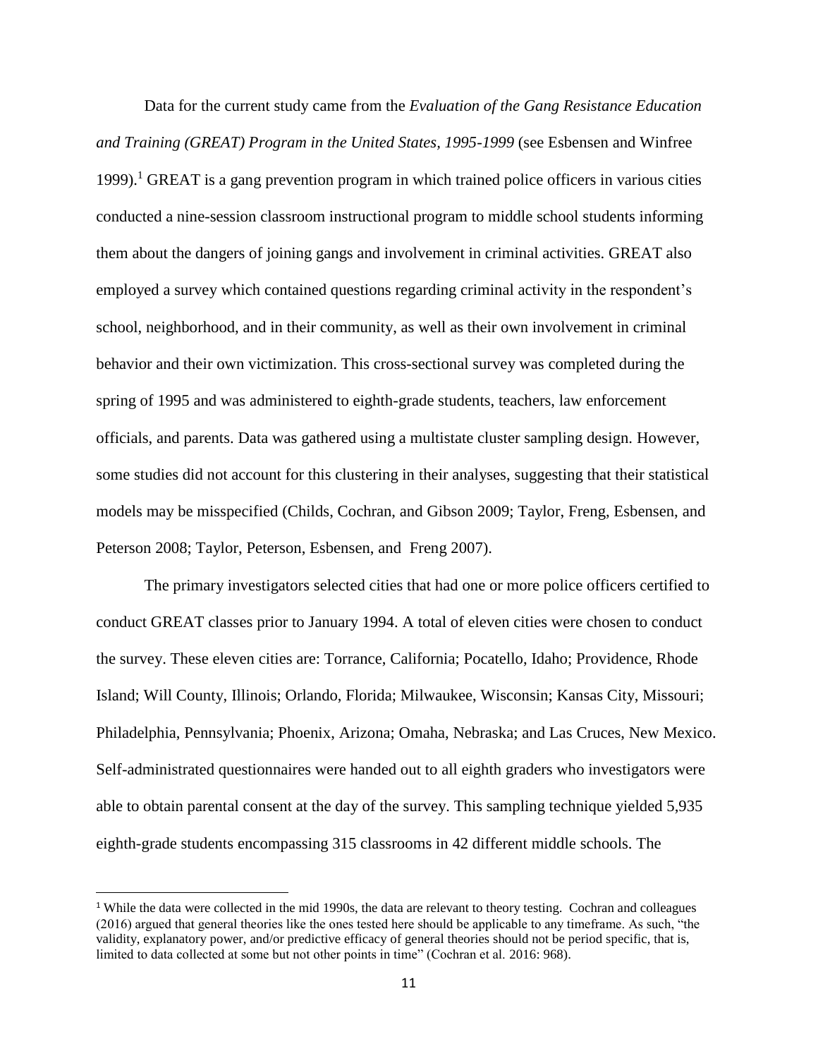Data for the current study came from the *Evaluation of the Gang Resistance Education and Training (GREAT) Program in the United States, 1995-1999* (see Esbensen and Winfree 1999).[1] GREAT is a gang prevention program in which trained police officers in various cities conducted a nine-session classroom instructional program to middle school students informing them about the dangers of joining gangs and involvement in criminal activities. GREAT also employed a survey which contained questions regarding criminal activity in the respondent's school, neighborhood, and in their community, as well as their own involvement in criminal behavior and their own victimization. This cross-sectional survey was completed during the spring of 1995 and was administered to eighth-grade students, teachers, law enforcement officials, and parents. Data was gathered using a multistate cluster sampling design. However, some studies did not account for this clustering in their analyses, suggesting that their statistical models may be misspecified (Childs, Cochran, and Gibson 2009; Taylor, Freng, Esbensen, and Peterson 2008; Taylor, Peterson, Esbensen, and Freng 2007).

The primary investigators selected cities that had one or more police officers certified to conduct GREAT classes prior to January 1994. A total of eleven cities were chosen to conduct the survey. These eleven cities are: Torrance, California; Pocatello, Idaho; Providence, Rhode Island; Will County, Illinois; Orlando, Florida; Milwaukee, Wisconsin; Kansas City, Missouri; Philadelphia, Pennsylvania; Phoenix, Arizona; Omaha, Nebraska; and Las Cruces, New Mexico. Self-administrated questionnaires were handed out to all eighth graders who investigators were able to obtain parental consent at the day of the survey. This sampling technique yielded 5,935 eighth-grade students encompassing 315 classrooms in 42 different middle schools. The

[1] While the data were collected in the mid 1990s, the data are relevant to theory testing. Cochran and colleagues (2016) argued that general theories like the ones tested here should be applicable to any timeframe. As such, "the validity, explanatory power, and/or predictive efficacy of general theories should not be period specific, that is, limited to data collected at some but not other points in time" (Cochran et al. 2016: 968).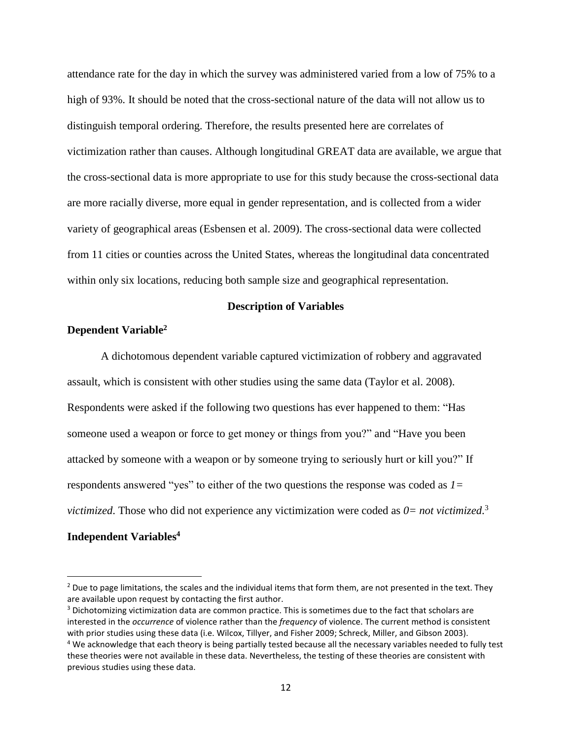attendance rate for the day in which the survey was administered varied from a low of 75% to a high of 93%. It should be noted that the cross-sectional nature of the data will not allow us to distinguish temporal ordering. Therefore, the results presented here are correlates of victimization rather than causes. Although longitudinal GREAT data are available, we argue that the cross-sectional data is more appropriate to use for this study because the cross-sectional data are more racially diverse, more equal in gender representation, and is collected from a wider variety of geographical areas (Esbensen et al. 2009). The cross-sectional data were collected from 11 cities or counties across the United States, whereas the longitudinal data concentrated within only six locations, reducing both sample size and geographical representation.

## Description of Variables

### Dependent Variable[2]

A dichotomous dependent variable captured victimization of robbery and aggravated assault, which is consistent with other studies using the same data (Taylor et al. 2008). Respondents were asked if the following two questions has ever happened to them: "Has someone used a weapon or force to get money or things from you?" and "Have you been attacked by someone with a weapon or by someone trying to seriously hurt or kill you?" If respondents answered "yes" to either of the two questions the response was coded as *1= victimized*. Those who did not experience any victimization were coded as *0= not victimized*.[3]

### Independent Variables[4]

---

[2] Due to page limitations, the scales and the individual items that form them, are not presented in the text. They are available upon request by contacting the first author.

[3] Dichotomizing victimization data are common practice. This is sometimes due to the fact that scholars are interested in the *occurrence* of violence rather than the *frequency* of violence. The current method is consistent with prior studies using these data (i.e. Wilcox, Tillyer, and Fisher 2009; Schreck, Miller, and Gibson 2003).

[4] We acknowledge that each theory is being partially tested because all the necessary variables needed to fully test these theories were not available in these data. Nevertheless, the testing of these theories are consistent with previous studies using these data.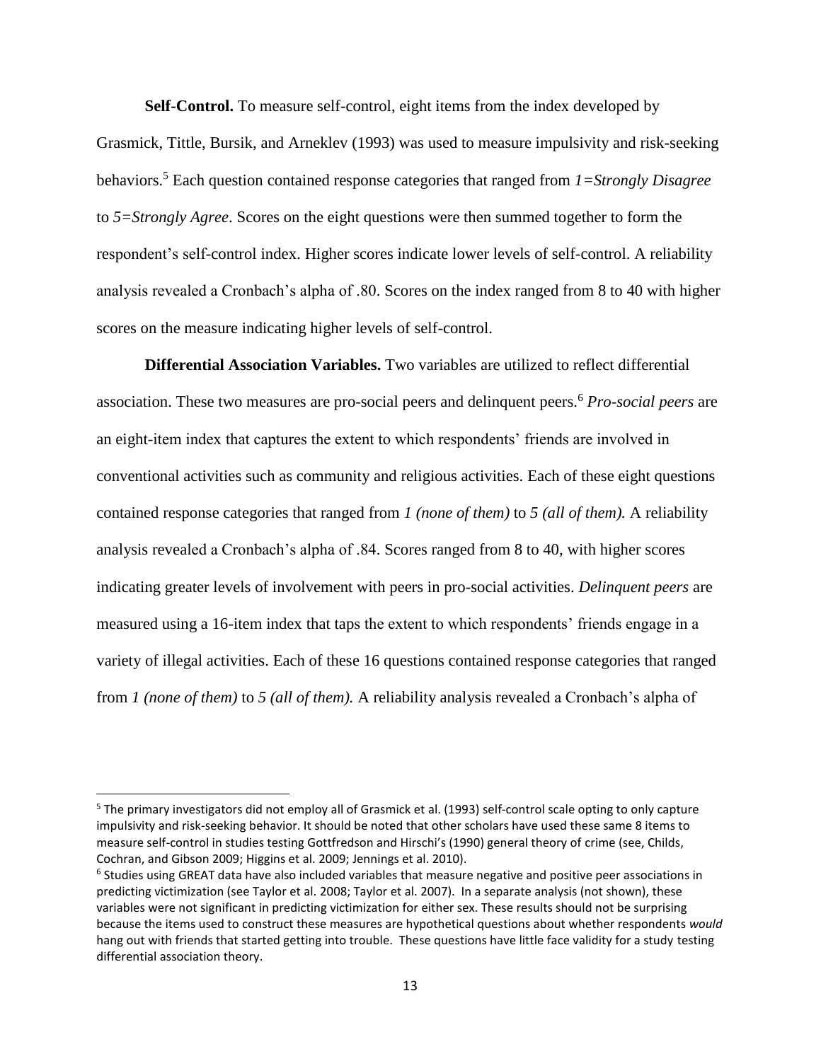**Self-Control.** To measure self-control, eight items from the index developed by Grasmick, Tittle, Bursik, and Arneklev (1993) was used to measure impulsivity and risk-seeking behaviors.[5] Each question contained response categories that ranged from *1=Strongly Disagree* to *5=Strongly Agree*. Scores on the eight questions were then summed together to form the respondent's self-control index. Higher scores indicate lower levels of self-control. A reliability analysis revealed a Cronbach's alpha of .80. Scores on the index ranged from 8 to 40 with higher scores on the measure indicating higher levels of self-control.

**Differential Association Variables.** Two variables are utilized to reflect differential association. These two measures are pro-social peers and delinquent peers.[6] *Pro-social peers* are an eight-item index that captures the extent to which respondents' friends are involved in conventional activities such as community and religious activities. Each of these eight questions contained response categories that ranged from *1 (none of them)* to *5 (all of them).* A reliability analysis revealed a Cronbach's alpha of .84. Scores ranged from 8 to 40, with higher scores indicating greater levels of involvement with peers in pro-social activities. *Delinquent peers* are measured using a 16-item index that taps the extent to which respondents' friends engage in a variety of illegal activities. Each of these 16 questions contained response categories that ranged from *1 (none of them)* to *5 (all of them).* A reliability analysis revealed a Cronbach's alpha of

---

[5] The primary investigators did not employ all of Grasmick et al. (1993) self-control scale opting to only capture impulsivity and risk-seeking behavior. It should be noted that other scholars have used these same 8 items to measure self-control in studies testing Gottfredson and Hirschi's (1990) general theory of crime (see, Childs, Cochran, and Gibson 2009; Higgins et al. 2009; Jennings et al. 2010).

[6] Studies using GREAT data have also included variables that measure negative and positive peer associations in predicting victimization (see Taylor et al. 2008; Taylor et al. 2007). In a separate analysis (not shown), these variables were not significant in predicting victimization for either sex. These results should not be surprising because the items used to construct these measures are hypothetical questions about whether respondents *would* hang out with friends that started getting into trouble. These questions have little face validity for a study testing differential association theory.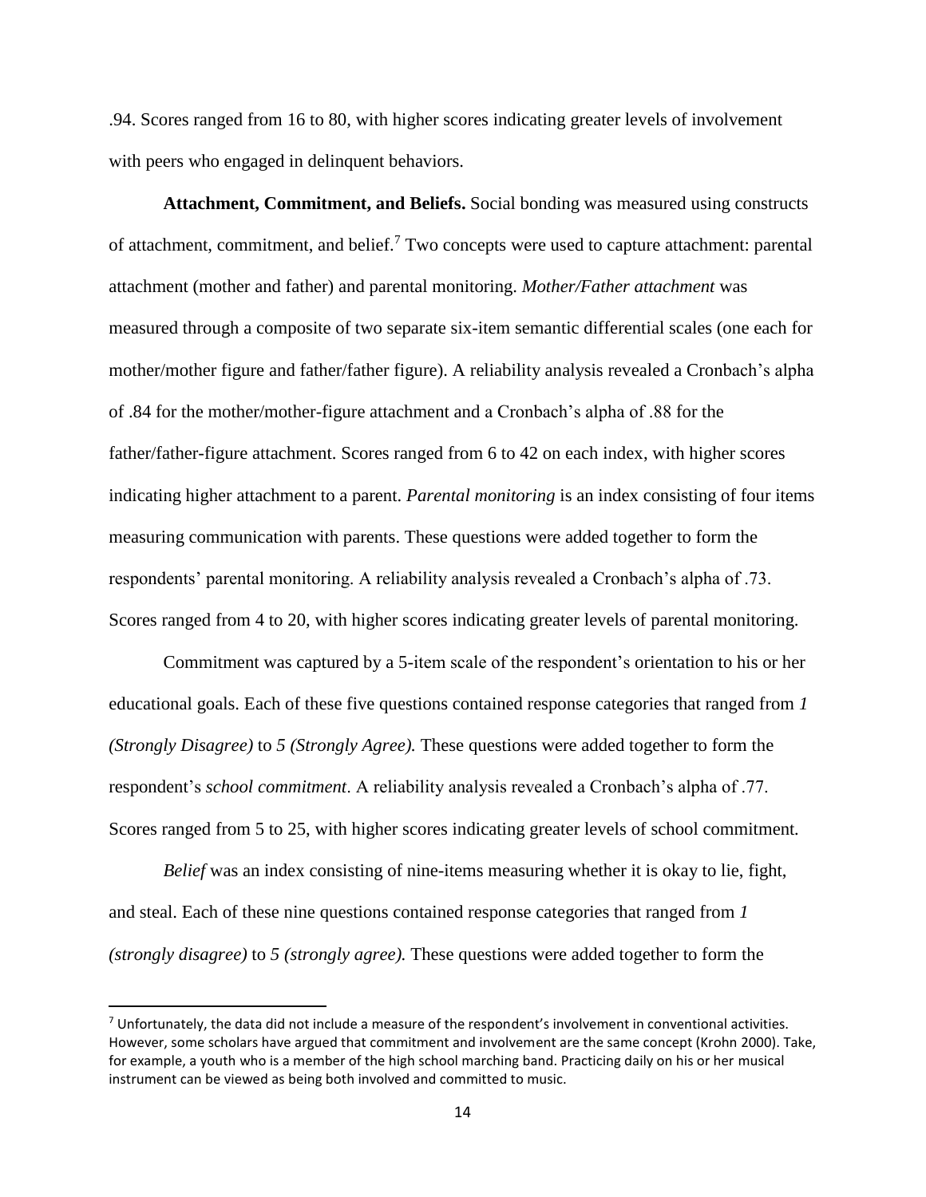.94. Scores ranged from 16 to 80, with higher scores indicating greater levels of involvement with peers who engaged in delinquent behaviors.

**Attachment, Commitment, and Beliefs.** Social bonding was measured using constructs of attachment, commitment, and belief.[7] Two concepts were used to capture attachment: parental attachment (mother and father) and parental monitoring. *Mother/Father attachment* was measured through a composite of two separate six-item semantic differential scales (one each for mother/mother figure and father/father figure). A reliability analysis revealed a Cronbach's alpha of .84 for the mother/mother-figure attachment and a Cronbach's alpha of .88 for the father/father-figure attachment. Scores ranged from 6 to 42 on each index, with higher scores indicating higher attachment to a parent. *Parental monitoring* is an index consisting of four items measuring communication with parents. These questions were added together to form the respondents' parental monitoring. A reliability analysis revealed a Cronbach's alpha of .73. Scores ranged from 4 to 20, with higher scores indicating greater levels of parental monitoring.

Commitment was captured by a 5-item scale of the respondent's orientation to his or her educational goals. Each of these five questions contained response categories that ranged from *1 (Strongly Disagree)* to *5 (Strongly Agree).* These questions were added together to form the respondent's *school commitment*. A reliability analysis revealed a Cronbach's alpha of .77. Scores ranged from 5 to 25, with higher scores indicating greater levels of school commitment.

*Belief* was an index consisting of nine-items measuring whether it is okay to lie, fight, and steal. Each of these nine questions contained response categories that ranged from *1 (strongly disagree)* to *5 (strongly agree).* These questions were added together to form the

[7] Unfortunately, the data did not include a measure of the respondent's involvement in conventional activities. However, some scholars have argued that commitment and involvement are the same concept (Krohn 2000). Take, for example, a youth who is a member of the high school marching band. Practicing daily on his or her musical instrument can be viewed as being both involved and committed to music.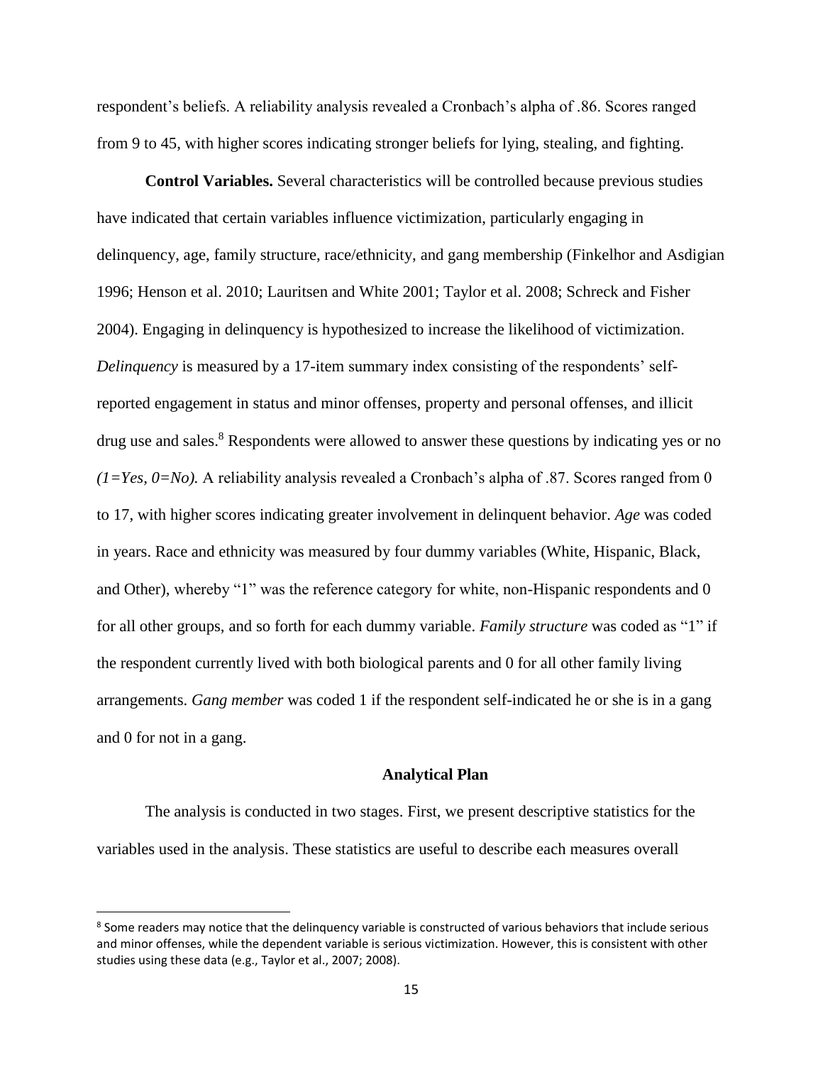respondent's beliefs. A reliability analysis revealed a Cronbach's alpha of .86. Scores ranged from 9 to 45, with higher scores indicating stronger beliefs for lying, stealing, and fighting.

**Control Variables.** Several characteristics will be controlled because previous studies have indicated that certain variables influence victimization, particularly engaging in delinquency, age, family structure, race/ethnicity, and gang membership (Finkelhor and Asdigian 1996; Henson et al. 2010; Lauritsen and White 2001; Taylor et al. 2008; Schreck and Fisher 2004). Engaging in delinquency is hypothesized to increase the likelihood of victimization. *Delinquency* is measured by a 17-item summary index consisting of the respondents' self-reported engagement in status and minor offenses, property and personal offenses, and illicit drug use and sales.[8] Respondents were allowed to answer these questions by indicating yes or no *(1=Yes, 0=No).* A reliability analysis revealed a Cronbach's alpha of .87. Scores ranged from 0 to 17, with higher scores indicating greater involvement in delinquent behavior. *Age* was coded in years. Race and ethnicity was measured by four dummy variables (White, Hispanic, Black, and Other), whereby "1" was the reference category for white, non-Hispanic respondents and 0 for all other groups, and so forth for each dummy variable. *Family structure* was coded as "1" if the respondent currently lived with both biological parents and 0 for all other family living arrangements. *Gang member* was coded 1 if the respondent self-indicated he or she is in a gang and 0 for not in a gang.

## Analytical Plan

The analysis is conducted in two stages. First, we present descriptive statistics for the variables used in the analysis. These statistics are useful to describe each measures overall

[8] Some readers may notice that the delinquency variable is constructed of various behaviors that include serious and minor offenses, while the dependent variable is serious victimization. However, this is consistent with other studies using these data (e.g., Taylor et al., 2007; 2008).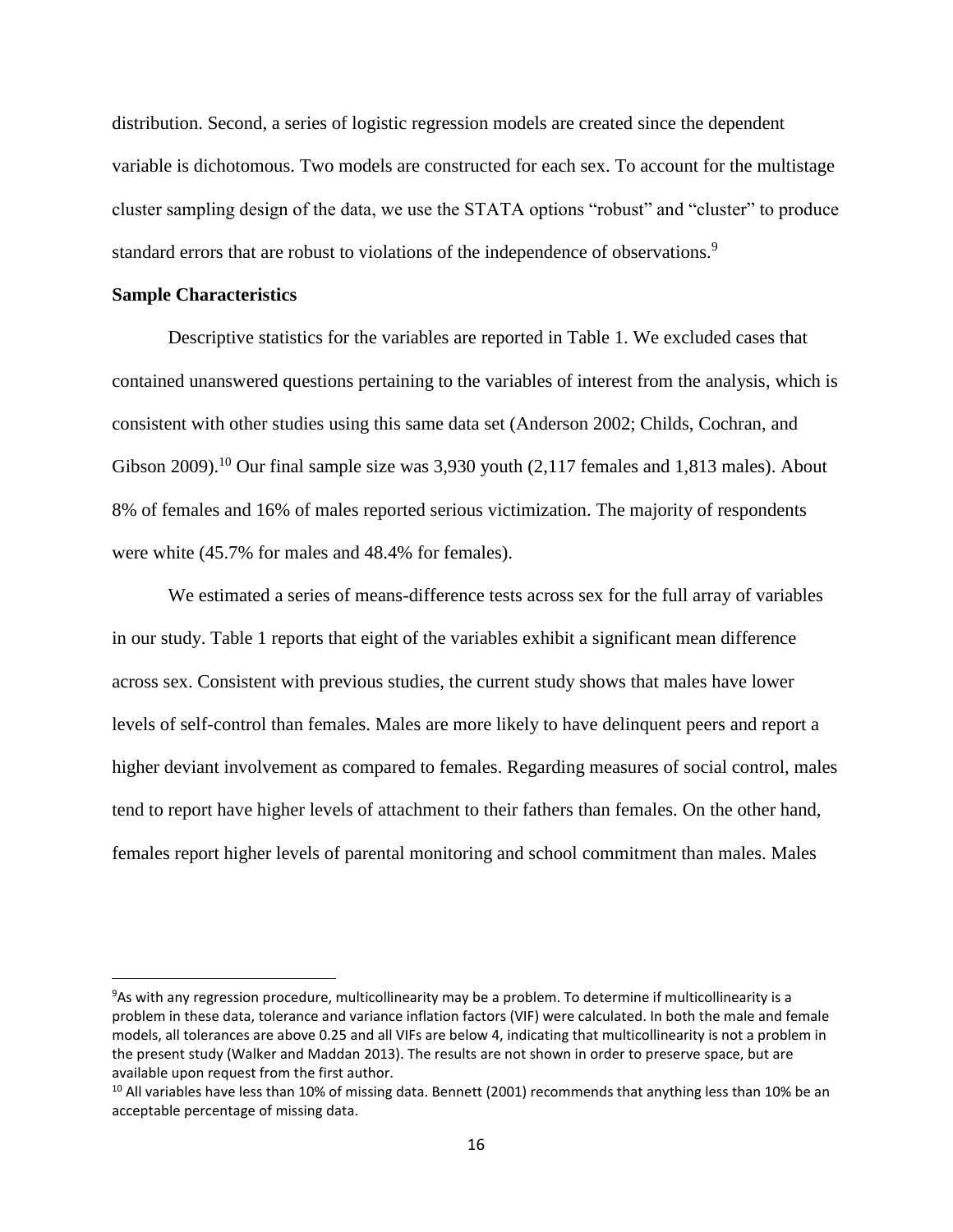distribution. Second, a series of logistic regression models are created since the dependent variable is dichotomous. Two models are constructed for each sex. To account for the multistage cluster sampling design of the data, we use the STATA options "robust" and "cluster" to produce standard errors that are robust to violations of the independence of observations.[9]

**Sample Characteristics**

Descriptive statistics for the variables are reported in Table 1. We excluded cases that contained unanswered questions pertaining to the variables of interest from the analysis, which is consistent with other studies using this same data set (Anderson 2002; Childs, Cochran, and Gibson 2009).[10] Our final sample size was 3,930 youth (2,117 females and 1,813 males). About 8% of females and 16% of males reported serious victimization. The majority of respondents were white (45.7% for males and 48.4% for females).

We estimated a series of means-difference tests across sex for the full array of variables in our study. Table 1 reports that eight of the variables exhibit a significant mean difference across sex. Consistent with previous studies, the current study shows that males have lower levels of self-control than females. Males are more likely to have delinquent peers and report a higher deviant involvement as compared to females. Regarding measures of social control, males tend to report have higher levels of attachment to their fathers than females. On the other hand, females report higher levels of parental monitoring and school commitment than males. Males

---

[9] As with any regression procedure, multicollinearity may be a problem. To determine if multicollinearity is a problem in these data, tolerance and variance inflation factors (VIF) were calculated. In both the male and female models, all tolerances are above 0.25 and all VIFs are below 4, indicating that multicollinearity is not a problem in the present study (Walker and Maddan 2013). The results are not shown in order to preserve space, but are available upon request from the first author.

[10] All variables have less than 10% of missing data. Bennett (2001) recommends that anything less than 10% be an acceptable percentage of missing data.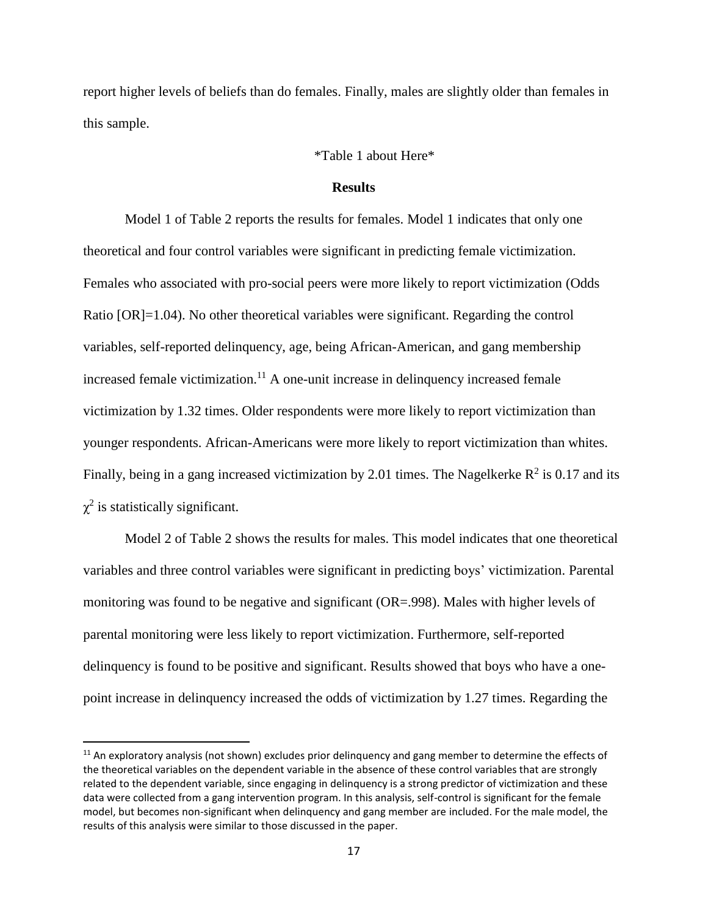report higher levels of beliefs than do females. Finally, males are slightly older than females in this sample.

*Table 1 about Here*

## Results

Model 1 of Table 2 reports the results for females. Model 1 indicates that only one theoretical and four control variables were significant in predicting female victimization. Females who associated with pro-social peers were more likely to report victimization (Odds Ratio [OR]=1.04). No other theoretical variables were significant. Regarding the control variables, self-reported delinquency, age, being African-American, and gang membership increased female victimization.[11] A one-unit increase in delinquency increased female victimization by 1.32 times. Older respondents were more likely to report victimization than younger respondents. African-Americans were more likely to report victimization than whites. Finally, being in a gang increased victimization by 2.01 times. The Nagelkerke $R^2$ is 0.17 and its $\chi^2$ is statistically significant.

Model 2 of Table 2 shows the results for males. This model indicates that one theoretical variables and three control variables were significant in predicting boys' victimization. Parental monitoring was found to be negative and significant (OR=.998). Males with higher levels of parental monitoring were less likely to report victimization. Furthermore, self-reported delinquency is found to be positive and significant. Results showed that boys who have a one-point increase in delinquency increased the odds of victimization by 1.27 times. Regarding the

[11] An exploratory analysis (not shown) excludes prior delinquency and gang member to determine the effects of the theoretical variables on the dependent variable in the absence of these control variables that are strongly related to the dependent variable, since engaging in delinquency is a strong predictor of victimization and these data were collected from a gang intervention program. In this analysis, self-control is significant for the female model, but becomes non-significant when delinquency and gang member are included. For the male model, the results of this analysis were similar to those discussed in the paper.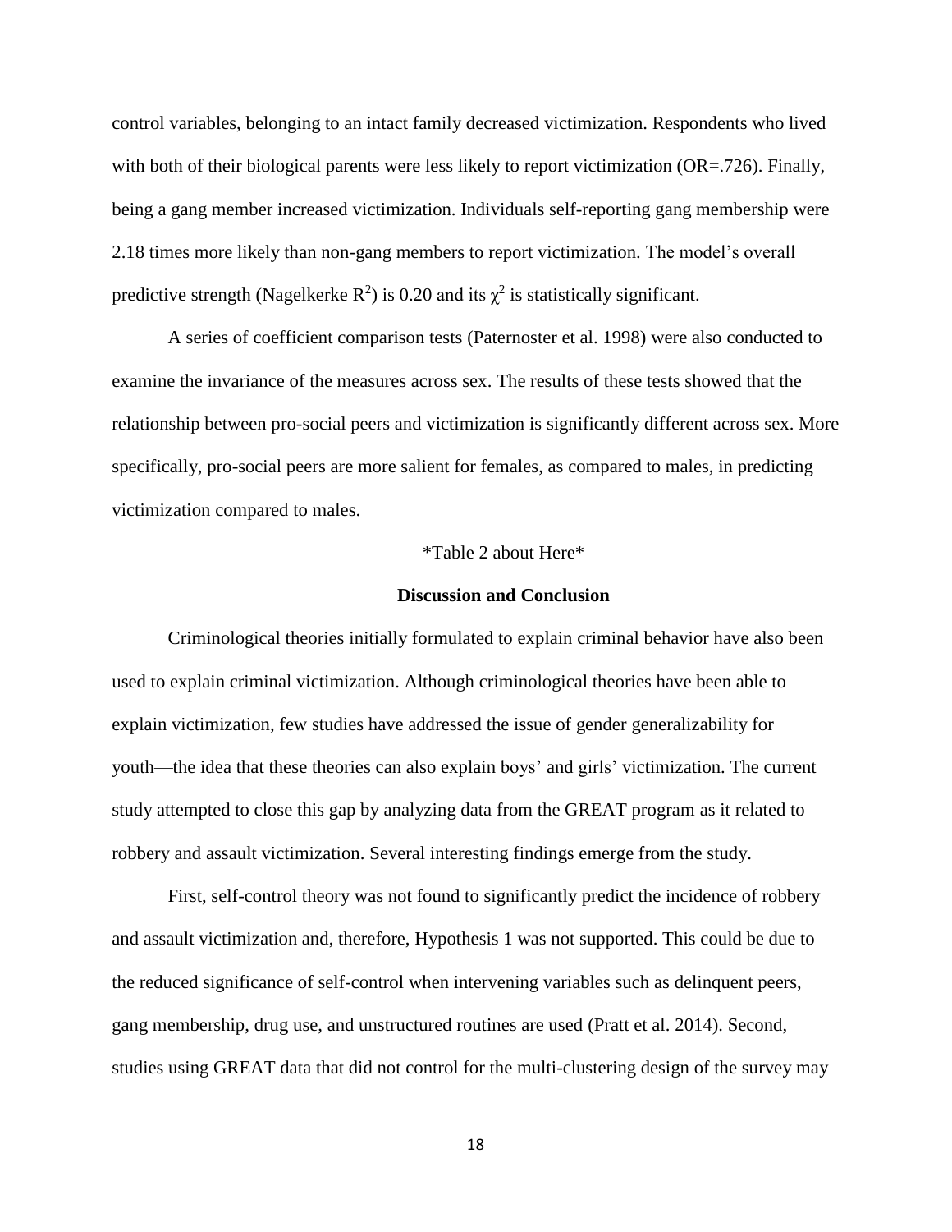control variables, belonging to an intact family decreased victimization. Respondents who lived with both of their biological parents were less likely to report victimization (OR=.726). Finally, being a gang member increased victimization. Individuals self-reporting gang membership were 2.18 times more likely than non-gang members to report victimization. The model's overall predictive strength (Nagelkerke $R^2$) is 0.20 and its $\chi^2$ is statistically significant.

A series of coefficient comparison tests (Paternoster et al. 1998) were also conducted to examine the invariance of the measures across sex. The results of these tests showed that the relationship between pro-social peers and victimization is significantly different across sex. More specifically, pro-social peers are more salient for females, as compared to males, in predicting victimization compared to males.

*Table 2 about Here*

## Discussion and Conclusion

Criminological theories initially formulated to explain criminal behavior have also been used to explain criminal victimization. Although criminological theories have been able to explain victimization, few studies have addressed the issue of gender generalizability for youth—the idea that these theories can also explain boys' and girls' victimization. The current study attempted to close this gap by analyzing data from the GREAT program as it related to robbery and assault victimization. Several interesting findings emerge from the study.

First, self-control theory was not found to significantly predict the incidence of robbery and assault victimization and, therefore, Hypothesis 1 was not supported. This could be due to the reduced significance of self-control when intervening variables such as delinquent peers, gang membership, drug use, and unstructured routines are used (Pratt et al. 2014). Second, studies using GREAT data that did not control for the multi-clustering design of the survey may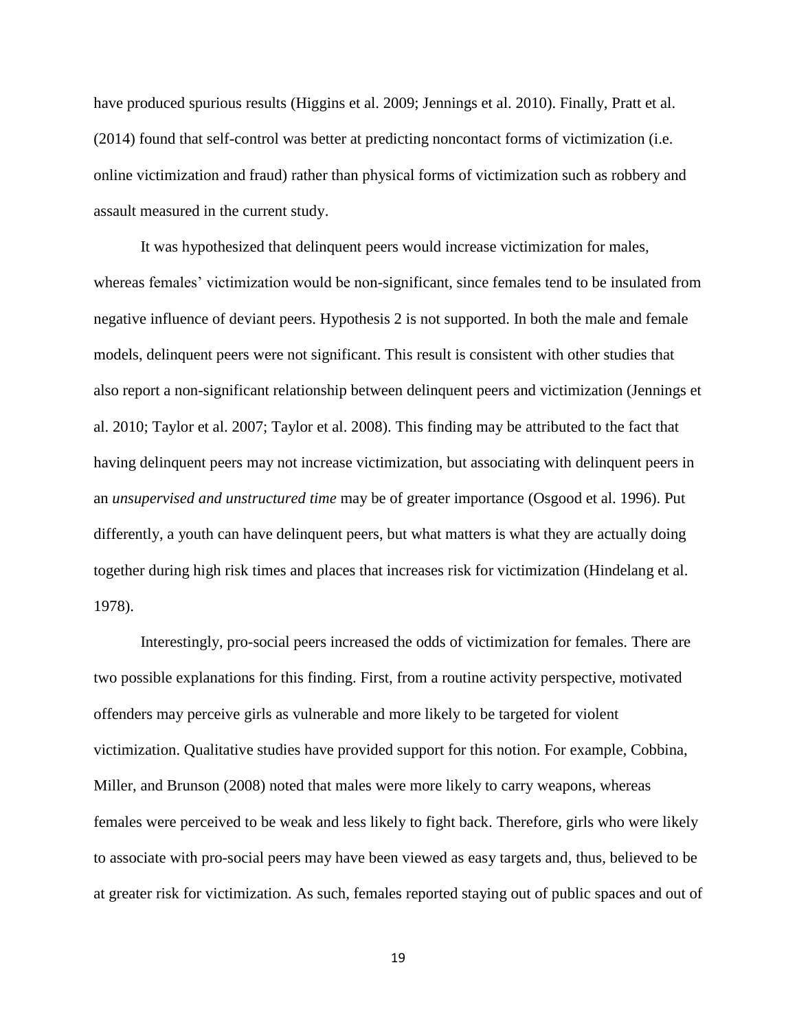have produced spurious results (Higgins et al. 2009; Jennings et al. 2010). Finally, Pratt et al. (2014) found that self-control was better at predicting noncontact forms of victimization (i.e. online victimization and fraud) rather than physical forms of victimization such as robbery and assault measured in the current study.

It was hypothesized that delinquent peers would increase victimization for males, whereas females' victimization would be non-significant, since females tend to be insulated from negative influence of deviant peers. Hypothesis 2 is not supported. In both the male and female models, delinquent peers were not significant. This result is consistent with other studies that also report a non-significant relationship between delinquent peers and victimization (Jennings et al. 2010; Taylor et al. 2007; Taylor et al. 2008). This finding may be attributed to the fact that having delinquent peers may not increase victimization, but associating with delinquent peers in an *unsupervised and unstructured time* may be of greater importance (Osgood et al. 1996). Put differently, a youth can have delinquent peers, but what matters is what they are actually doing together during high risk times and places that increases risk for victimization (Hindelang et al. 1978).

Interestingly, pro-social peers increased the odds of victimization for females. There are two possible explanations for this finding. First, from a routine activity perspective, motivated offenders may perceive girls as vulnerable and more likely to be targeted for violent victimization. Qualitative studies have provided support for this notion. For example, Cobbina, Miller, and Brunson (2008) noted that males were more likely to carry weapons, whereas females were perceived to be weak and less likely to fight back. Therefore, girls who were likely to associate with pro-social peers may have been viewed as easy targets and, thus, believed to be at greater risk for victimization. As such, females reported staying out of public spaces and out of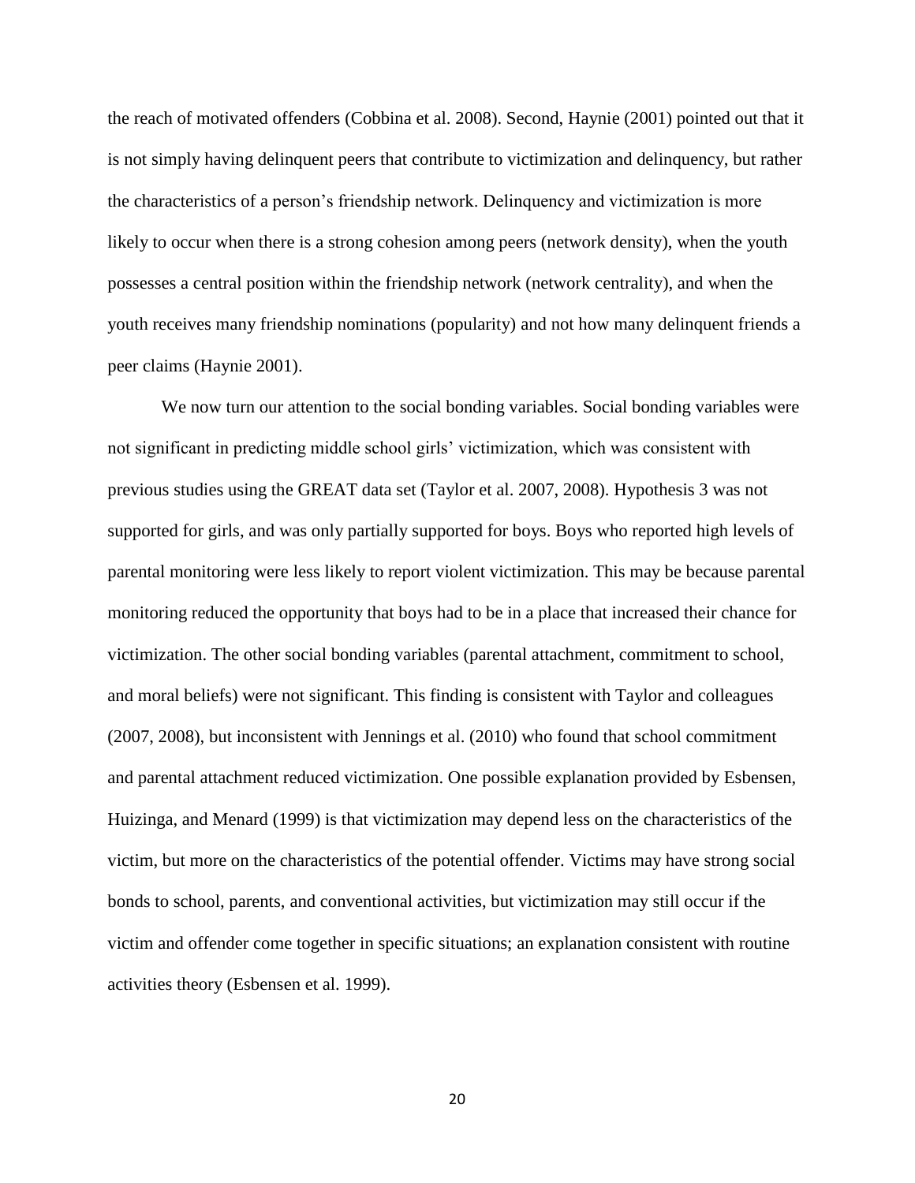the reach of motivated offenders (Cobbina et al. 2008). Second, Haynie (2001) pointed out that it is not simply having delinquent peers that contribute to victimization and delinquency, but rather the characteristics of a person's friendship network. Delinquency and victimization is more likely to occur when there is a strong cohesion among peers (network density), when the youth possesses a central position within the friendship network (network centrality), and when the youth receives many friendship nominations (popularity) and not how many delinquent friends a peer claims (Haynie 2001).

We now turn our attention to the social bonding variables. Social bonding variables were not significant in predicting middle school girls' victimization, which was consistent with previous studies using the GREAT data set (Taylor et al. 2007, 2008). Hypothesis 3 was not supported for girls, and was only partially supported for boys. Boys who reported high levels of parental monitoring were less likely to report violent victimization. This may be because parental monitoring reduced the opportunity that boys had to be in a place that increased their chance for victimization. The other social bonding variables (parental attachment, commitment to school, and moral beliefs) were not significant. This finding is consistent with Taylor and colleagues (2007, 2008), but inconsistent with Jennings et al. (2010) who found that school commitment and parental attachment reduced victimization. One possible explanation provided by Esbensen, Huizinga, and Menard (1999) is that victimization may depend less on the characteristics of the victim, but more on the characteristics of the potential offender. Victims may have strong social bonds to school, parents, and conventional activities, but victimization may still occur if the victim and offender come together in specific situations; an explanation consistent with routine activities theory (Esbensen et al. 1999).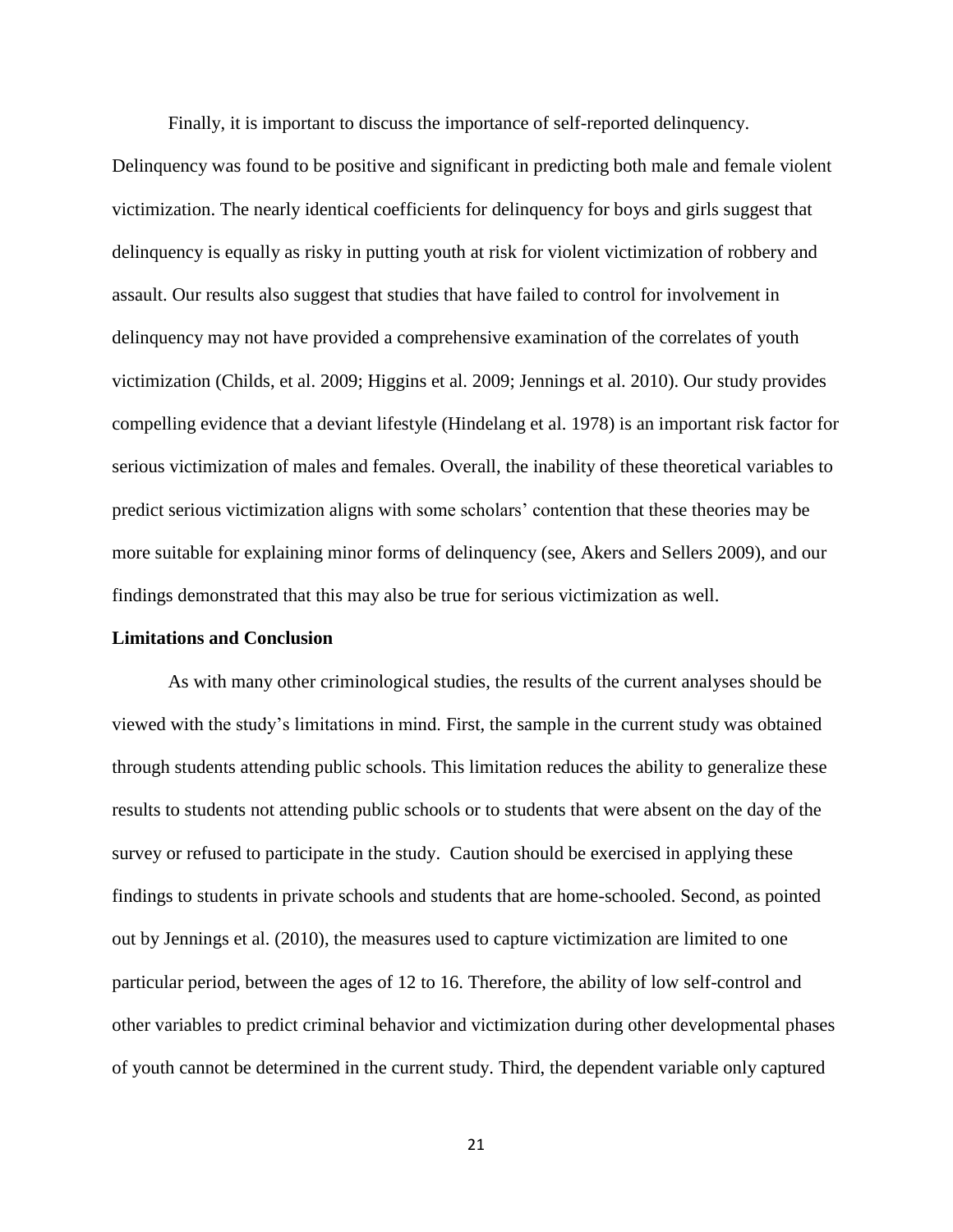Finally, it is important to discuss the importance of self-reported delinquency. Delinquency was found to be positive and significant in predicting both male and female violent victimization. The nearly identical coefficients for delinquency for boys and girls suggest that delinquency is equally as risky in putting youth at risk for violent victimization of robbery and assault. Our results also suggest that studies that have failed to control for involvement in delinquency may not have provided a comprehensive examination of the correlates of youth victimization (Childs, et al. 2009; Higgins et al. 2009; Jennings et al. 2010). Our study provides compelling evidence that a deviant lifestyle (Hindelang et al. 1978) is an important risk factor for serious victimization of males and females. Overall, the inability of these theoretical variables to predict serious victimization aligns with some scholars' contention that these theories may be more suitable for explaining minor forms of delinquency (see, Akers and Sellers 2009), and our findings demonstrated that this may also be true for serious victimization as well.

**Limitations and Conclusion**

As with many other criminological studies, the results of the current analyses should be viewed with the study's limitations in mind. First, the sample in the current study was obtained through students attending public schools. This limitation reduces the ability to generalize these results to students not attending public schools or to students that were absent on the day of the survey or refused to participate in the study. Caution should be exercised in applying these findings to students in private schools and students that are home-schooled. Second, as pointed out by Jennings et al. (2010), the measures used to capture victimization are limited to one particular period, between the ages of 12 to 16. Therefore, the ability of low self-control and other variables to predict criminal behavior and victimization during other developmental phases of youth cannot be determined in the current study. Third, the dependent variable only captured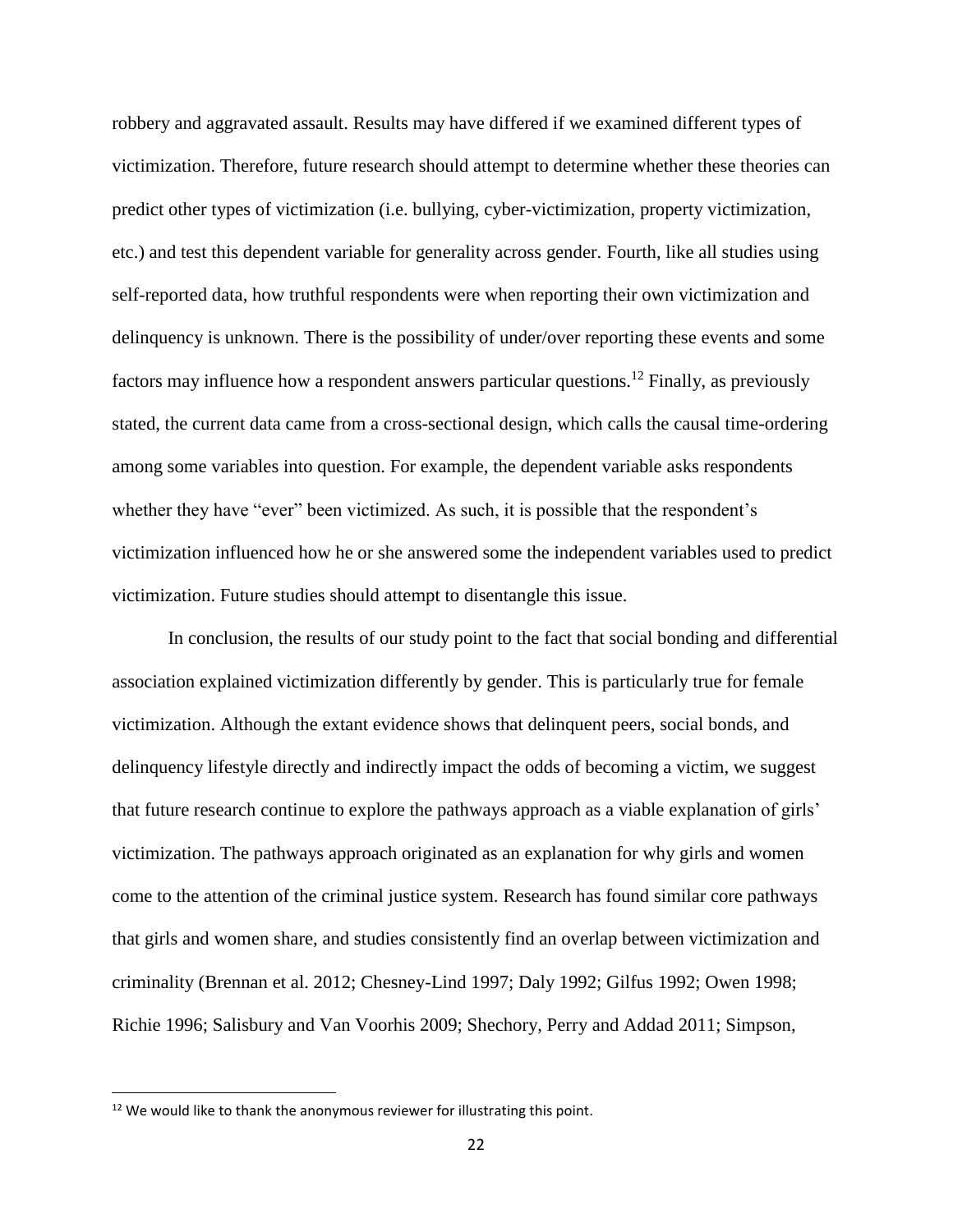robbery and aggravated assault. Results may have differed if we examined different types of victimization. Therefore, future research should attempt to determine whether these theories can predict other types of victimization (i.e. bullying, cyber-victimization, property victimization, etc.) and test this dependent variable for generality across gender. Fourth, like all studies using self-reported data, how truthful respondents were when reporting their own victimization and delinquency is unknown. There is the possibility of under/over reporting these events and some factors may influence how a respondent answers particular questions.[12] Finally, as previously stated, the current data came from a cross-sectional design, which calls the causal time-ordering among some variables into question. For example, the dependent variable asks respondents whether they have "ever" been victimized. As such, it is possible that the respondent's victimization influenced how he or she answered some the independent variables used to predict victimization. Future studies should attempt to disentangle this issue.

In conclusion, the results of our study point to the fact that social bonding and differential association explained victimization differently by gender. This is particularly true for female victimization. Although the extant evidence shows that delinquent peers, social bonds, and delinquency lifestyle directly and indirectly impact the odds of becoming a victim, we suggest that future research continue to explore the pathways approach as a viable explanation of girls' victimization. The pathways approach originated as an explanation for why girls and women come to the attention of the criminal justice system. Research has found similar core pathways that girls and women share, and studies consistently find an overlap between victimization and criminality (Brennan et al. 2012; Chesney-Lind 1997; Daly 1992; Gilfus 1992; Owen 1998; Richie 1996; Salisbury and Van Voorhis 2009; Shechory, Perry and Addad 2011; Simpson,

[12] We would like to thank the anonymous reviewer for illustrating this point.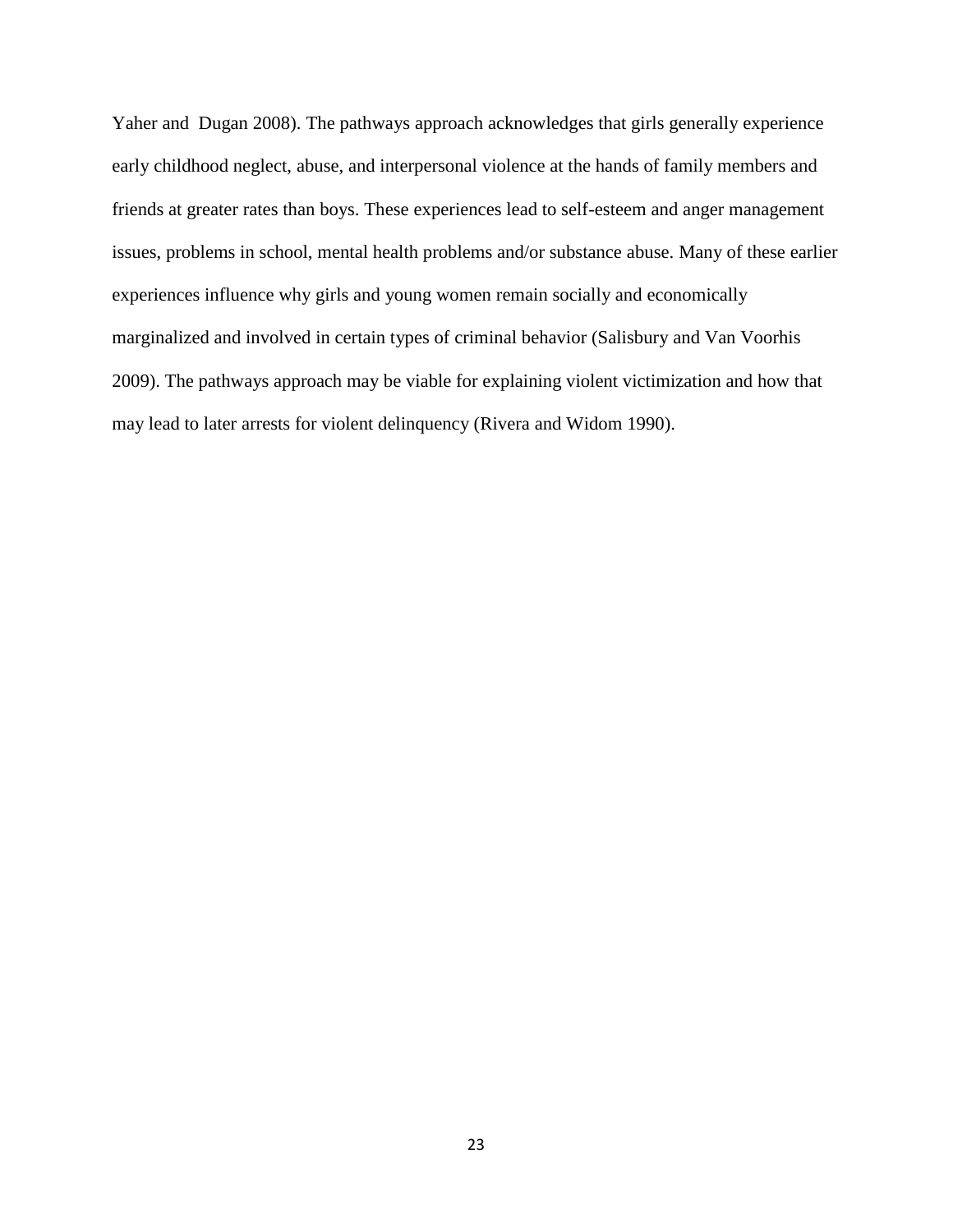Yaher and Dugan 2008). The pathways approach acknowledges that girls generally experience early childhood neglect, abuse, and interpersonal violence at the hands of family members and friends at greater rates than boys. These experiences lead to self-esteem and anger management issues, problems in school, mental health problems and/or substance abuse. Many of these earlier experiences influence why girls and young women remain socially and economically marginalized and involved in certain types of criminal behavior (Salisbury and Van Voorhis 2009). The pathways approach may be viable for explaining violent victimization and how that may lead to later arrests for violent delinquency (Rivera and Widom 1990).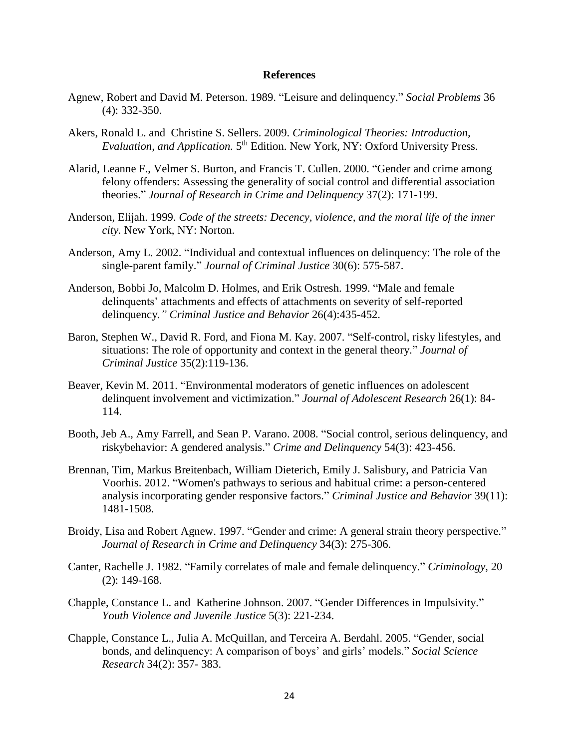# References

Agnew, Robert and David M. Peterson. 1989. "Leisure and delinquency." *Social Problems* 36 (4): 332-350.

Akers, Ronald L. and Christine S. Sellers. 2009. *Criminological Theories: Introduction, Evaluation, and Application.* 5th Edition. New York, NY: Oxford University Press.

Alarid, Leanne F., Velmer S. Burton, and Francis T. Cullen. 2000. "Gender and crime among felony offenders: Assessing the generality of social control and differential association theories." *Journal of Research in Crime and Delinquency* 37(2): 171-199.

Anderson, Elijah. 1999. *Code of the streets: Decency, violence, and the moral life of the inner city.* New York, NY: Norton.

Anderson, Amy L. 2002. "Individual and contextual influences on delinquency: The role of the single-parent family." *Journal of Criminal Justice* 30(6): 575-587.

Anderson, Bobbi Jo, Malcolm D. Holmes, and Erik Ostresh. 1999. "Male and female delinquents' attachments and effects of attachments on severity of self-reported delinquency." *Criminal Justice and Behavior* 26(4):435-452.

Baron, Stephen W., David R. Ford, and Fiona M. Kay. 2007. "Self-control, risky lifestyles, and situations: The role of opportunity and context in the general theory." *Journal of Criminal Justice* 35(2):119-136.

Beaver, Kevin M. 2011. "Environmental moderators of genetic influences on adolescent delinquent involvement and victimization." *Journal of Adolescent Research* 26(1): 84-114.

Booth, Jeb A., Amy Farrell, and Sean P. Varano. 2008. "Social control, serious delinquency, and riskybehavior: A gendered analysis." *Crime and Delinquency* 54(3): 423-456.

Brennan, Tim, Markus Breitenbach, William Dieterich, Emily J. Salisbury, and Patricia Van Voorhis. 2012. "Women's pathways to serious and habitual crime: a person-centered analysis incorporating gender responsive factors." *Criminal Justice and Behavior* 39(11): 1481-1508.

Broidy, Lisa and Robert Agnew. 1997. "Gender and crime: A general strain theory perspective." *Journal of Research in Crime and Delinquency* 34(3): 275-306.

Canter, Rachelle J. 1982. "Family correlates of male and female delinquency." *Criminology*, 20 (2): 149-168.

Chapple, Constance L. and Katherine Johnson. 2007. "Gender Differences in Impulsivity." *Youth Violence and Juvenile Justice* 5(3): 221-234.

Chapple, Constance L., Julia A. McQuillan, and Terceira A. Berdahl. 2005. "Gender, social bonds, and delinquency: A comparison of boys' and girls' models." *Social Science Research* 34(2): 357- 383.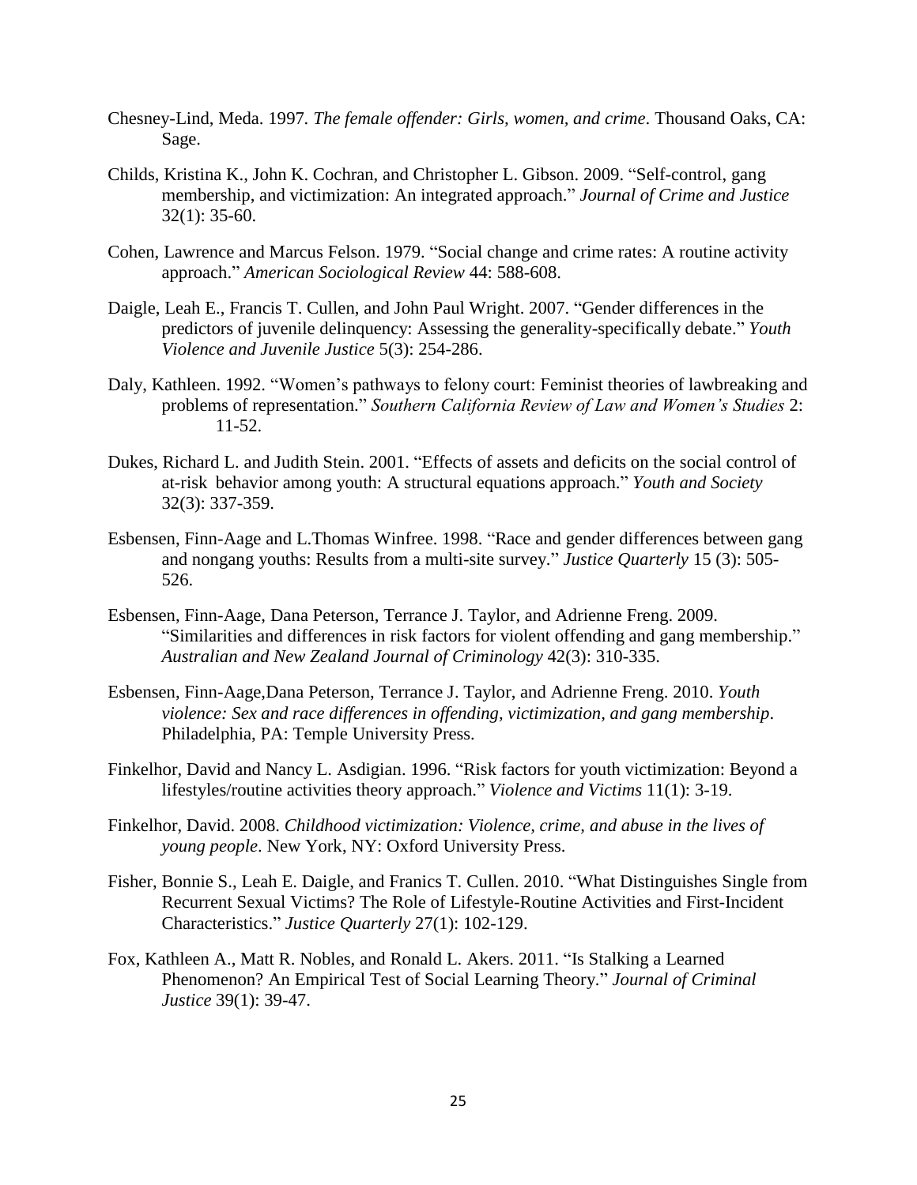Chesney-Lind, Meda. 1997. *The female offender: Girls, women, and crime*. Thousand Oaks, CA: Sage.

Childs, Kristina K., John K. Cochran, and Christopher L. Gibson. 2009. "Self-control, gang membership, and victimization: An integrated approach." *Journal of Crime and Justice* 32(1): 35-60.

Cohen, Lawrence and Marcus Felson. 1979. "Social change and crime rates: A routine activity approach." *American Sociological Review* 44: 588-608.

Daigle, Leah E., Francis T. Cullen, and John Paul Wright. 2007. "Gender differences in the predictors of juvenile delinquency: Assessing the generality-specifically debate." *Youth Violence and Juvenile Justice* 5(3): 254-286.

Daly, Kathleen. 1992. "Women's pathways to felony court: Feminist theories of lawbreaking and problems of representation." *Southern California Review of Law and Women's Studies* 2: 11-52.

Dukes, Richard L. and Judith Stein. 2001. "Effects of assets and deficits on the social control of at-risk behavior among youth: A structural equations approach." *Youth and Society* 32(3): 337-359.

Esbensen, Finn-Aage and L.Thomas Winfree. 1998. "Race and gender differences between gang and nongang youths: Results from a multi-site survey." *Justice Quarterly* 15 (3): 505-526.

Esbensen, Finn-Aage, Dana Peterson, Terrance J. Taylor, and Adrienne Freng. 2009. "Similarities and differences in risk factors for violent offending and gang membership." *Australian and New Zealand Journal of Criminology* 42(3): 310-335.

Esbensen, Finn-Aage,Dana Peterson, Terrance J. Taylor, and Adrienne Freng. 2010. *Youth violence: Sex and race differences in offending, victimization, and gang membership*. Philadelphia, PA: Temple University Press.

Finkelhor, David and Nancy L. Asdigian. 1996. "Risk factors for youth victimization: Beyond a lifestyles/routine activities theory approach." *Violence and Victims* 11(1): 3-19.

Finkelhor, David. 2008. *Childhood victimization: Violence, crime, and abuse in the lives of young people*. New York, NY: Oxford University Press.

Fisher, Bonnie S., Leah E. Daigle, and Franics T. Cullen. 2010. "What Distinguishes Single from Recurrent Sexual Victims? The Role of Lifestyle-Routine Activities and First-Incident Characteristics." *Justice Quarterly* 27(1): 102-129.

Fox, Kathleen A., Matt R. Nobles, and Ronald L. Akers. 2011. "Is Stalking a Learned Phenomenon? An Empirical Test of Social Learning Theory." *Journal of Criminal Justice* 39(1): 39-47.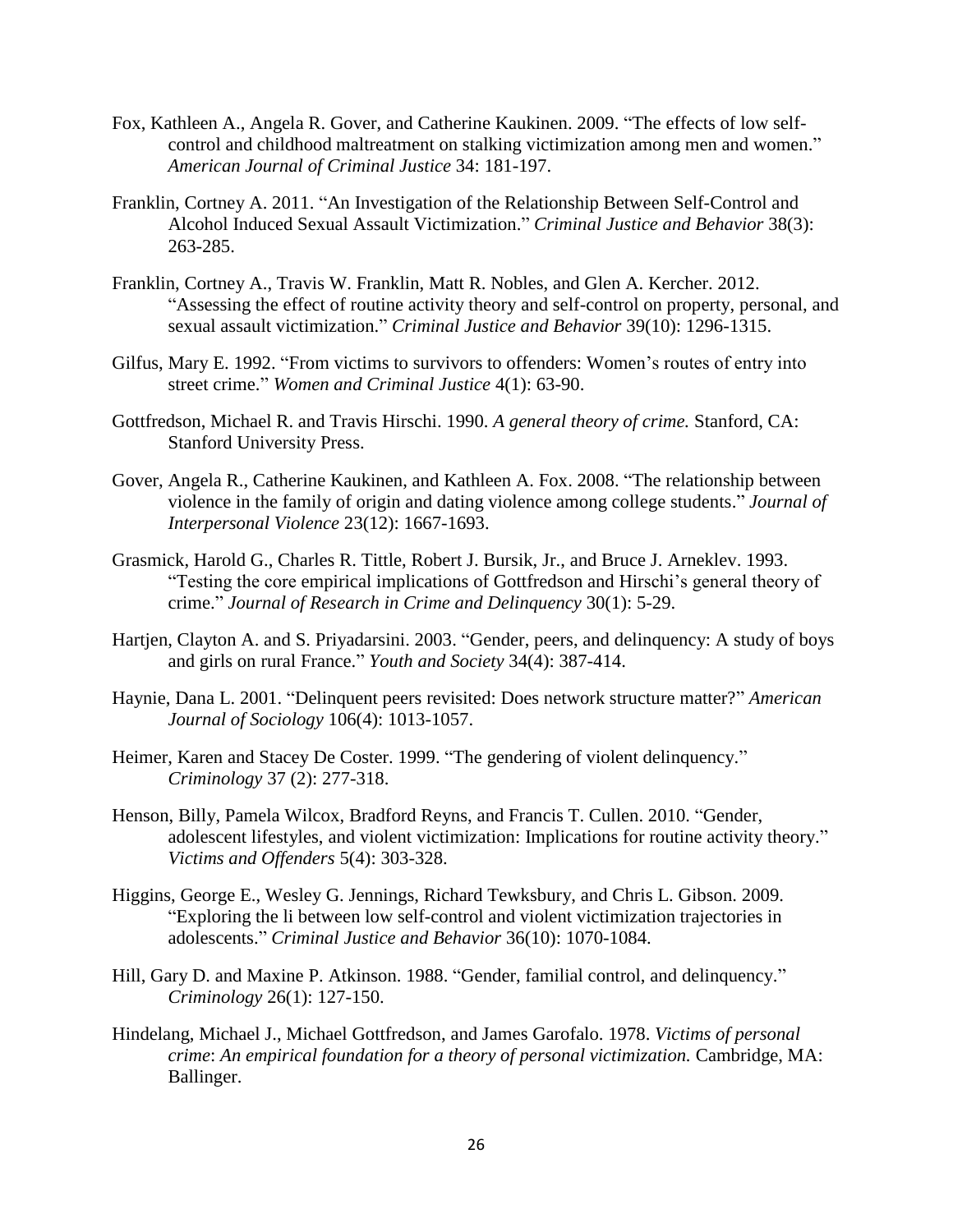Fox, Kathleen A., Angela R. Gover, and Catherine Kaukinen. 2009. "The effects of low self-control and childhood maltreatment on stalking victimization among men and women." *American Journal of Criminal Justice* 34: 181-197.

Franklin, Cortney A. 2011. "An Investigation of the Relationship Between Self-Control and Alcohol Induced Sexual Assault Victimization." *Criminal Justice and Behavior* 38(3): 263-285.

Franklin, Cortney A., Travis W. Franklin, Matt R. Nobles, and Glen A. Kercher. 2012. "Assessing the effect of routine activity theory and self-control on property, personal, and sexual assault victimization." *Criminal Justice and Behavior* 39(10): 1296-1315.

Gilfus, Mary E. 1992. "From victims to survivors to offenders: Women's routes of entry into street crime." *Women and Criminal Justice* 4(1): 63-90.

Gottfredson, Michael R. and Travis Hirschi. 1990. *A general theory of crime.* Stanford, CA: Stanford University Press.

Gover, Angela R., Catherine Kaukinen, and Kathleen A. Fox. 2008. "The relationship between violence in the family of origin and dating violence among college students." *Journal of Interpersonal Violence* 23(12): 1667-1693.

Grasmick, Harold G., Charles R. Tittle, Robert J. Bursik, Jr., and Bruce J. Arneklev. 1993. "Testing the core empirical implications of Gottfredson and Hirschi's general theory of crime." *Journal of Research in Crime and Delinquency* 30(1): 5-29.

Hartjen, Clayton A. and S. Priyadarsini. 2003. "Gender, peers, and delinquency: A study of boys and girls on rural France." *Youth and Society* 34(4): 387-414.

Haynie, Dana L. 2001. "Delinquent peers revisited: Does network structure matter?" *American Journal of Sociology* 106(4): 1013-1057.

Heimer, Karen and Stacey De Coster. 1999. "The gendering of violent delinquency." *Criminology* 37 (2): 277-318.

Henson, Billy, Pamela Wilcox, Bradford Reyns, and Francis T. Cullen. 2010. "Gender, adolescent lifestyles, and violent victimization: Implications for routine activity theory." *Victims and Offenders* 5(4): 303-328.

Higgins, George E., Wesley G. Jennings, Richard Tewksbury, and Chris L. Gibson. 2009. "Exploring the li between low self-control and violent victimization trajectories in adolescents." *Criminal Justice and Behavior* 36(10): 1070-1084.

Hill, Gary D. and Maxine P. Atkinson. 1988. "Gender, familial control, and delinquency." *Criminology* 26(1): 127-150.

Hindelang, Michael J., Michael Gottfredson, and James Garofalo. 1978. *Victims of personal crime*: *An empirical foundation for a theory of personal victimization.* Cambridge, MA: Ballinger.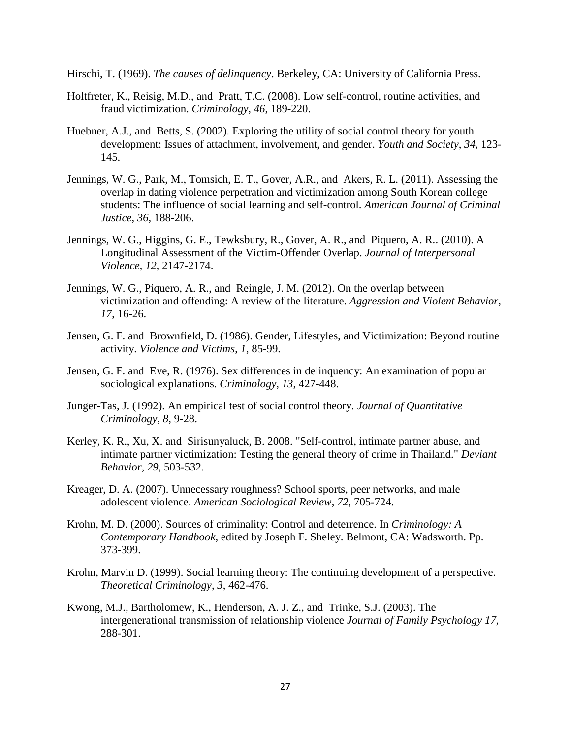Hirschi, T. (1969). *The causes of delinquency*. Berkeley, CA: University of California Press.

Holtfreter, K., Reisig, M.D., and Pratt, T.C. (2008). Low self-control, routine activities, and fraud victimization. *Criminology*, *46*, 189-220.

Huebner, A.J., and Betts, S. (2002). Exploring the utility of social control theory for youth development: Issues of attachment, involvement, and gender. *Youth and Society*, *34*, 123-145.

Jennings, W. G., Park, M., Tomsich, E. T., Gover, A.R., and Akers, R. L. (2011). Assessing the overlap in dating violence perpetration and victimization among South Korean college students: The influence of social learning and self-control. *American Journal of Criminal Justice*, *36*, 188-206.

Jennings, W. G., Higgins, G. E., Tewksbury, R., Gover, A. R., and Piquero, A. R.. (2010). A Longitudinal Assessment of the Victim-Offender Overlap. *Journal of Interpersonal Violence*, *12*, 2147-2174.

Jennings, W. G., Piquero, A. R., and Reingle, J. M. (2012). On the overlap between victimization and offending: A review of the literature. *Aggression and Violent Behavior*, *17*, 16-26.

Jensen, G. F. and Brownfield, D. (1986). Gender, Lifestyles, and Victimization: Beyond routine activity. *Violence and Victims*, *1*, 85-99.

Jensen, G. F. and Eve, R. (1976). Sex differences in delinquency: An examination of popular sociological explanations. *Criminology*, *13*, 427-448.

Junger-Tas, J. (1992). An empirical test of social control theory. *Journal of Quantitative Criminology*, *8*, 9-28.

Kerley, K. R., Xu, X. and Sirisunyaluck, B. 2008. "Self-control, intimate partner abuse, and intimate partner victimization: Testing the general theory of crime in Thailand." *Deviant Behavior*, *29*, 503-532.

Kreager, D. A. (2007). Unnecessary roughness? School sports, peer networks, and male adolescent violence. *American Sociological Review*, *72*, 705-724.

Krohn, M. D. (2000). Sources of criminality: Control and deterrence. In *Criminology: A Contemporary Handbook,* edited by Joseph F. Sheley. Belmont, CA: Wadsworth. Pp. 373-399.

Krohn, Marvin D. (1999). Social learning theory: The continuing development of a perspective. *Theoretical Criminology*, *3*, 462-476.

Kwong, M.J., Bartholomew, K., Henderson, A. J. Z., and Trinke, S.J. (2003). The intergenerational transmission of relationship violence *Journal of Family Psychology 17*, 288-301.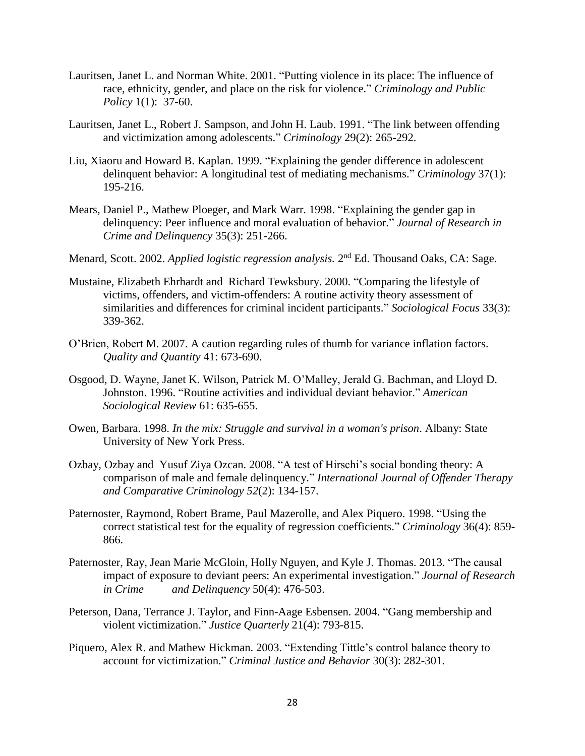Lauritsen, Janet L. and Norman White. 2001. "Putting violence in its place: The influence of race, ethnicity, gender, and place on the risk for violence." *Criminology and Public Policy* 1(1): 37-60.

Lauritsen, Janet L., Robert J. Sampson, and John H. Laub. 1991. "The link between offending and victimization among adolescents." *Criminology* 29(2): 265-292.

Liu, Xiaoru and Howard B. Kaplan. 1999. "Explaining the gender difference in adolescent delinquent behavior: A longitudinal test of mediating mechanisms." *Criminology* 37(1): 195-216.

Mears, Daniel P., Mathew Ploeger, and Mark Warr. 1998. "Explaining the gender gap in delinquency: Peer influence and moral evaluation of behavior." *Journal of Research in Crime and Delinquency* 35(3): 251-266.

Menard, Scott. 2002. *Applied logistic regression analysis.* 2nd Ed. Thousand Oaks, CA: Sage.

Mustaine, Elizabeth Ehrhardt and Richard Tewksbury. 2000. "Comparing the lifestyle of victims, offenders, and victim-offenders: A routine activity theory assessment of similarities and differences for criminal incident participants." *Sociological Focus* 33(3): 339-362.

O'Brien, Robert M. 2007. A caution regarding rules of thumb for variance inflation factors. *Quality and Quantity* 41: 673-690.

Osgood, D. Wayne, Janet K. Wilson, Patrick M. O'Malley, Jerald G. Bachman, and Lloyd D. Johnston. 1996. "Routine activities and individual deviant behavior." *American Sociological Review* 61: 635-655.

Owen, Barbara. 1998. *In the mix: Struggle and survival in a woman's prison*. Albany: State University of New York Press.

Ozbay, Ozbay and Yusuf Ziya Ozcan. 2008. "A test of Hirschi's social bonding theory: A comparison of male and female delinquency." *International Journal of Offender Therapy and Comparative Criminology 52*(2): 134-157.

Paternoster, Raymond, Robert Brame, Paul Mazerolle, and Alex Piquero. 1998. "Using the correct statistical test for the equality of regression coefficients." *Criminology* 36(4): 859-866.

Paternoster, Ray, Jean Marie McGloin, Holly Nguyen, and Kyle J. Thomas. 2013. "The causal impact of exposure to deviant peers: An experimental investigation." *Journal of Research in Crime and Delinquency* 50(4): 476-503.

Peterson, Dana, Terrance J. Taylor, and Finn-Aage Esbensen. 2004. "Gang membership and violent victimization." *Justice Quarterly* 21(4): 793-815.

Piquero, Alex R. and Mathew Hickman. 2003. "Extending Tittle's control balance theory to account for victimization." *Criminal Justice and Behavior* 30(3): 282-301.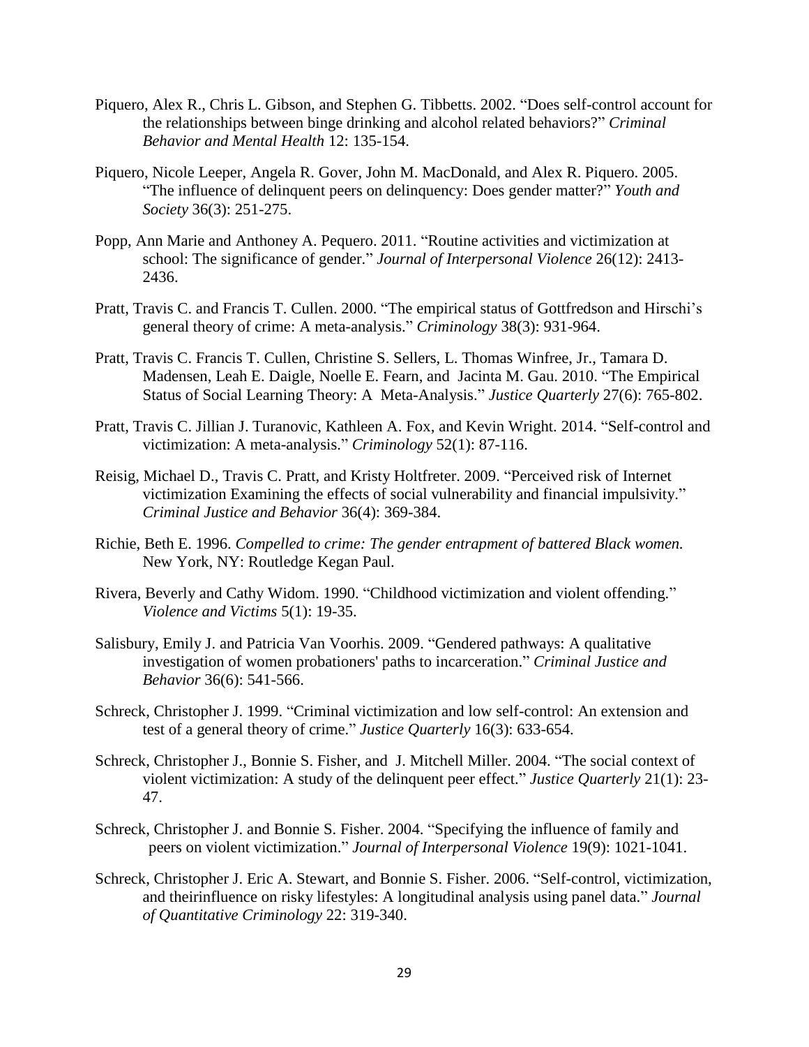Piquero, Alex R., Chris L. Gibson, and Stephen G. Tibbetts. 2002. "Does self-control account for the relationships between binge drinking and alcohol related behaviors?" *Criminal Behavior and Mental Health* 12: 135-154.

Piquero, Nicole Leeper, Angela R. Gover, John M. MacDonald, and Alex R. Piquero. 2005. "The influence of delinquent peers on delinquency: Does gender matter?" *Youth and Society* 36(3): 251-275.

Popp, Ann Marie and Anthoney A. Pequero. 2011. "Routine activities and victimization at school: The significance of gender." *Journal of Interpersonal Violence* 26(12): 2413-2436.

Pratt, Travis C. and Francis T. Cullen. 2000. "The empirical status of Gottfredson and Hirschi's general theory of crime: A meta-analysis." *Criminology* 38(3): 931-964.

Pratt, Travis C. Francis T. Cullen, Christine S. Sellers, L. Thomas Winfree, Jr., Tamara D. Madensen, Leah E. Daigle, Noelle E. Fearn, and Jacinta M. Gau. 2010. "The Empirical Status of Social Learning Theory: A Meta-Analysis." *Justice Quarterly* 27(6): 765-802.

Pratt, Travis C. Jillian J. Turanovic, Kathleen A. Fox, and Kevin Wright. 2014. "Self-control and victimization: A meta-analysis." *Criminology* 52(1): 87-116.

Reisig, Michael D., Travis C. Pratt, and Kristy Holtfreter. 2009. "Perceived risk of Internet victimization Examining the effects of social vulnerability and financial impulsivity." *Criminal Justice and Behavior* 36(4): 369-384.

Richie, Beth E. 1996. *Compelled to crime: The gender entrapment of battered Black women.* New York, NY: Routledge Kegan Paul.

Rivera, Beverly and Cathy Widom. 1990. "Childhood victimization and violent offending." *Violence and Victims* 5(1): 19-35.

Salisbury, Emily J. and Patricia Van Voorhis. 2009. "Gendered pathways: A qualitative investigation of women probationers' paths to incarceration." *Criminal Justice and Behavior* 36(6): 541-566.

Schreck, Christopher J. 1999. "Criminal victimization and low self-control: An extension and test of a general theory of crime." *Justice Quarterly* 16(3): 633-654.

Schreck, Christopher J., Bonnie S. Fisher, and J. Mitchell Miller. 2004. "The social context of violent victimization: A study of the delinquent peer effect." *Justice Quarterly* 21(1): 23-47.

Schreck, Christopher J. and Bonnie S. Fisher. 2004. "Specifying the influence of family and peers on violent victimization." *Journal of Interpersonal Violence* 19(9): 1021-1041.

Schreck, Christopher J. Eric A. Stewart, and Bonnie S. Fisher. 2006. "Self-control, victimization, and theirinfluence on risky lifestyles: A longitudinal analysis using panel data." *Journal of Quantitative Criminology* 22: 319-340.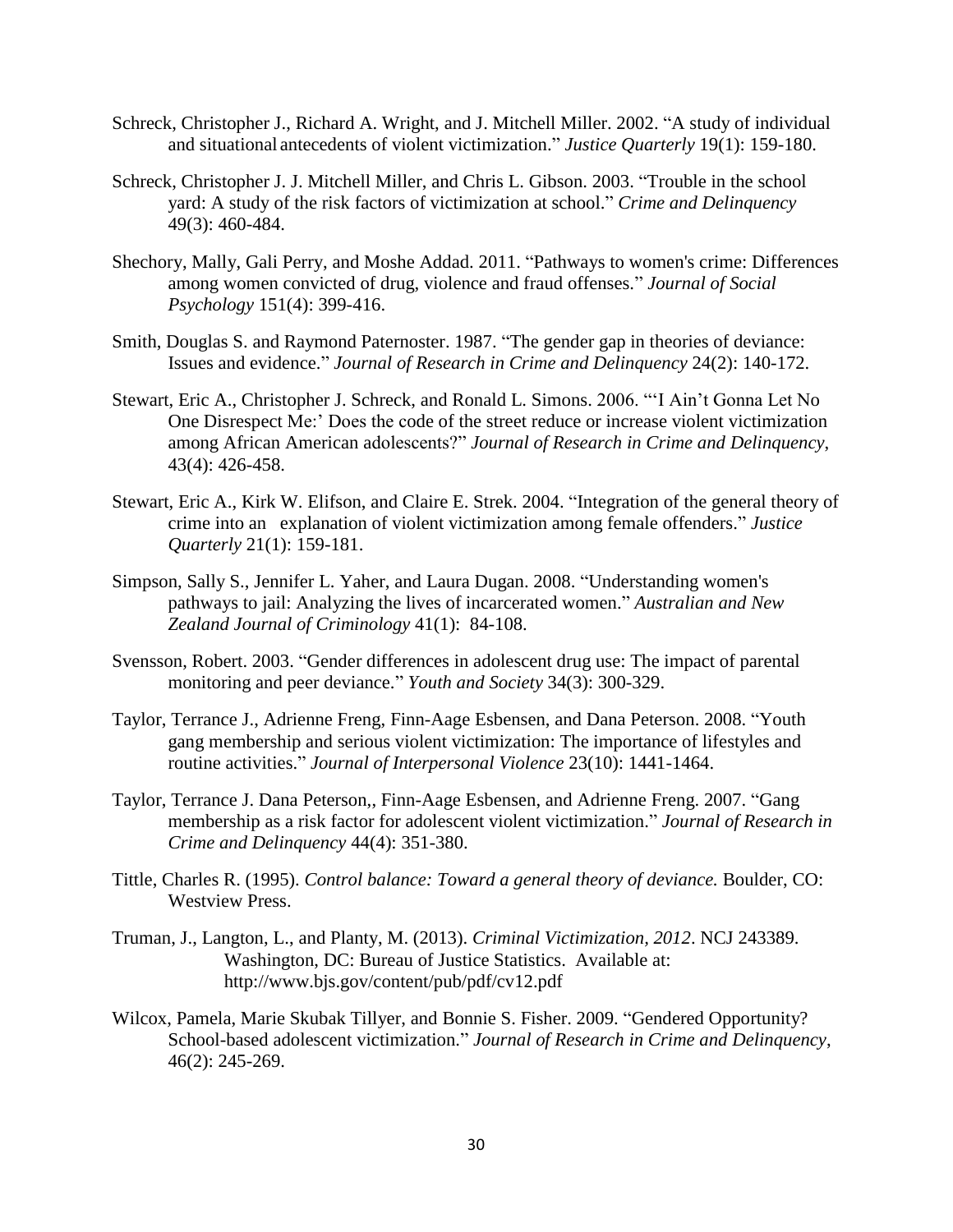Schreck, Christopher J., Richard A. Wright, and J. Mitchell Miller. 2002. "A study of individual and situational antecedents of violent victimization." *Justice Quarterly* 19(1): 159-180.

Schreck, Christopher J. J. Mitchell Miller, and Chris L. Gibson. 2003. "Trouble in the school yard: A study of the risk factors of victimization at school." *Crime and Delinquency* 49(3): 460-484.

Shechory, Mally, Gali Perry, and Moshe Addad. 2011. "Pathways to women's crime: Differences among women convicted of drug, violence and fraud offenses." *Journal of Social Psychology* 151(4): 399-416.

Smith, Douglas S. and Raymond Paternoster. 1987. "The gender gap in theories of deviance: Issues and evidence." *Journal of Research in Crime and Delinquency* 24(2): 140-172.

Stewart, Eric A., Christopher J. Schreck, and Ronald L. Simons. 2006. "'I Ain't Gonna Let No One Disrespect Me:' Does the code of the street reduce or increase violent victimization among African American adolescents?" *Journal of Research in Crime and Delinquency*, 43(4): 426-458.

Stewart, Eric A., Kirk W. Elifson, and Claire E. Strek. 2004. "Integration of the general theory of crime into an explanation of violent victimization among female offenders." *Justice Quarterly* 21(1): 159-181.

Simpson, Sally S., Jennifer L. Yaher, and Laura Dugan. 2008. "Understanding women's pathways to jail: Analyzing the lives of incarcerated women." *Australian and New Zealand Journal of Criminology* 41(1): 84-108.

Svensson, Robert. 2003. "Gender differences in adolescent drug use: The impact of parental monitoring and peer deviance." *Youth and Society* 34(3): 300-329.

Taylor, Terrance J., Adrienne Freng, Finn-Aage Esbensen, and Dana Peterson. 2008. "Youth gang membership and serious violent victimization: The importance of lifestyles and routine activities." *Journal of Interpersonal Violence* 23(10): 1441-1464.

Taylor, Terrance J. Dana Peterson,, Finn-Aage Esbensen, and Adrienne Freng. 2007. "Gang membership as a risk factor for adolescent violent victimization." *Journal of Research in Crime and Delinquency* 44(4): 351-380.

Tittle, Charles R. (1995). *Control balance: Toward a general theory of deviance.* Boulder, CO: Westview Press.

Truman, J., Langton, L., and Planty, M. (2013). *Criminal Victimization, 2012*. NCJ 243389. Washington, DC: Bureau of Justice Statistics. Available at: http://www.bjs.gov/content/pub/pdf/cv12.pdf

Wilcox, Pamela, Marie Skubak Tillyer, and Bonnie S. Fisher. 2009. "Gendered Opportunity? School-based adolescent victimization." *Journal of Research in Crime and Delinquency*, 46(2): 245-269.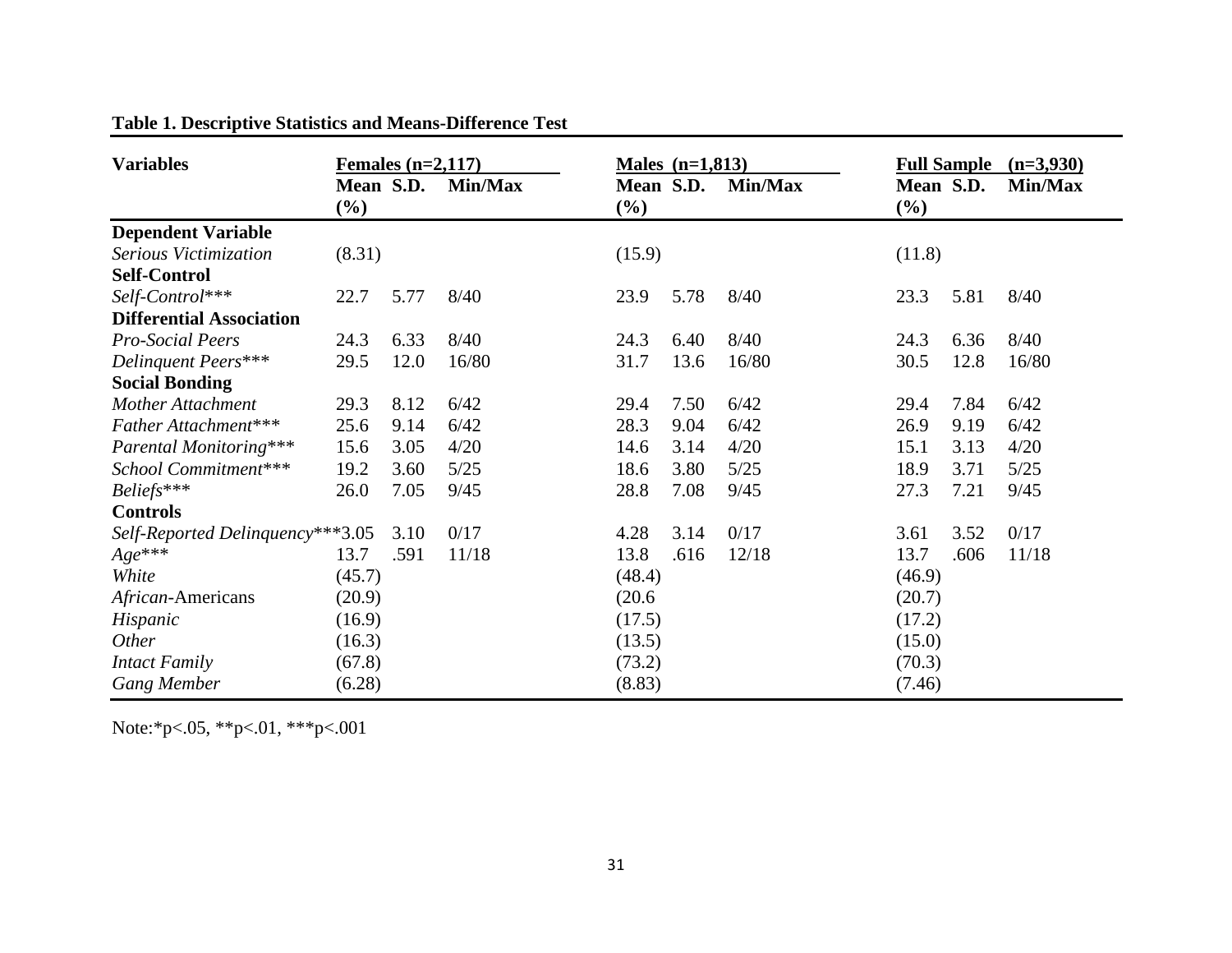**Table 1. Descriptive Statistics and Means-Difference Test**

| Variables | Females (n=2,117) | | | Males (n=1,813) | | | Full Sample (n=3,930) | | |
|---|---|---|---|---|---|---|---|---|---|
| | Mean (%) | S.D. | Min/Max | Mean (%) | S.D. | Min/Max | Mean (%) | S.D. | Min/Max |
| **Dependent Variable** | | | | | | | | | |
| *Serious Victimization* | (8.31) | | | (15.9) | | | (11.8) | | |
| **Self-Control** | | | | | | | | | |
| *Self-Control**** | 22.7 | 5.77 | 8/40 | 23.9 | 5.78 | 8/40 | 23.3 | 5.81 | 8/40 |
| **Differential Association** | | | | | | | | | |
| *Pro-Social Peers* | 24.3 | 6.33 | 8/40 | 24.3 | 6.40 | 8/40 | 24.3 | 6.36 | 8/40 |
| *Delinquent Peers**** | 29.5 | 12.0 | 16/80 | 31.7 | 13.6 | 16/80 | 30.5 | 12.8 | 16/80 |
| **Social Bonding** | | | | | | | | | |
| *Mother Attachment* | 29.3 | 8.12 | 6/42 | 29.4 | 7.50 | 6/42 | 29.4 | 7.84 | 6/42 |
| *Father Attachment**** | 25.6 | 9.14 | 6/42 | 28.3 | 9.04 | 6/42 | 26.9 | 9.19 | 6/42 |
| *Parental Monitoring**** | 15.6 | 3.05 | 4/20 | 14.6 | 3.14 | 4/20 | 15.1 | 3.13 | 4/20 |
| *School Commitment**** | 19.2 | 3.60 | 5/25 | 18.6 | 3.80 | 5/25 | 18.9 | 3.71 | 5/25 |
| *Beliefs**** | 26.0 | 7.05 | 9/45 | 28.8 | 7.08 | 9/45 | 27.3 | 7.21 | 9/45 |
| **Controls** | | | | | | | | | |
| *Self-Reported Delinquency**** | 3.05 | 3.10 | 0/17 | 4.28 | 3.14 | 0/17 | 3.61 | 3.52 | 0/17 |
| *Age**** | 13.7 | .591 | 11/18 | 13.8 | .616 | 12/18 | 13.7 | .606 | 11/18 |
| *White* | (45.7) | | | (48.4) | | | (46.9) | | |
| *African*-Americans | (20.9) | | | (20.6 | | | (20.7) | | |
| *Hispanic* | (16.9) | | | (17.5) | | | (17.2) | | |
| *Other* | (16.3) | | | (13.5) | | | (15.0) | | |
| *Intact Family* | (67.8) | | | (73.2) | | | (70.3) | | |
| *Gang Member* | (6.28) | | | (8.83) | | | (7.46) | | |

Note:*p<.05, **p<.01, ***p<.001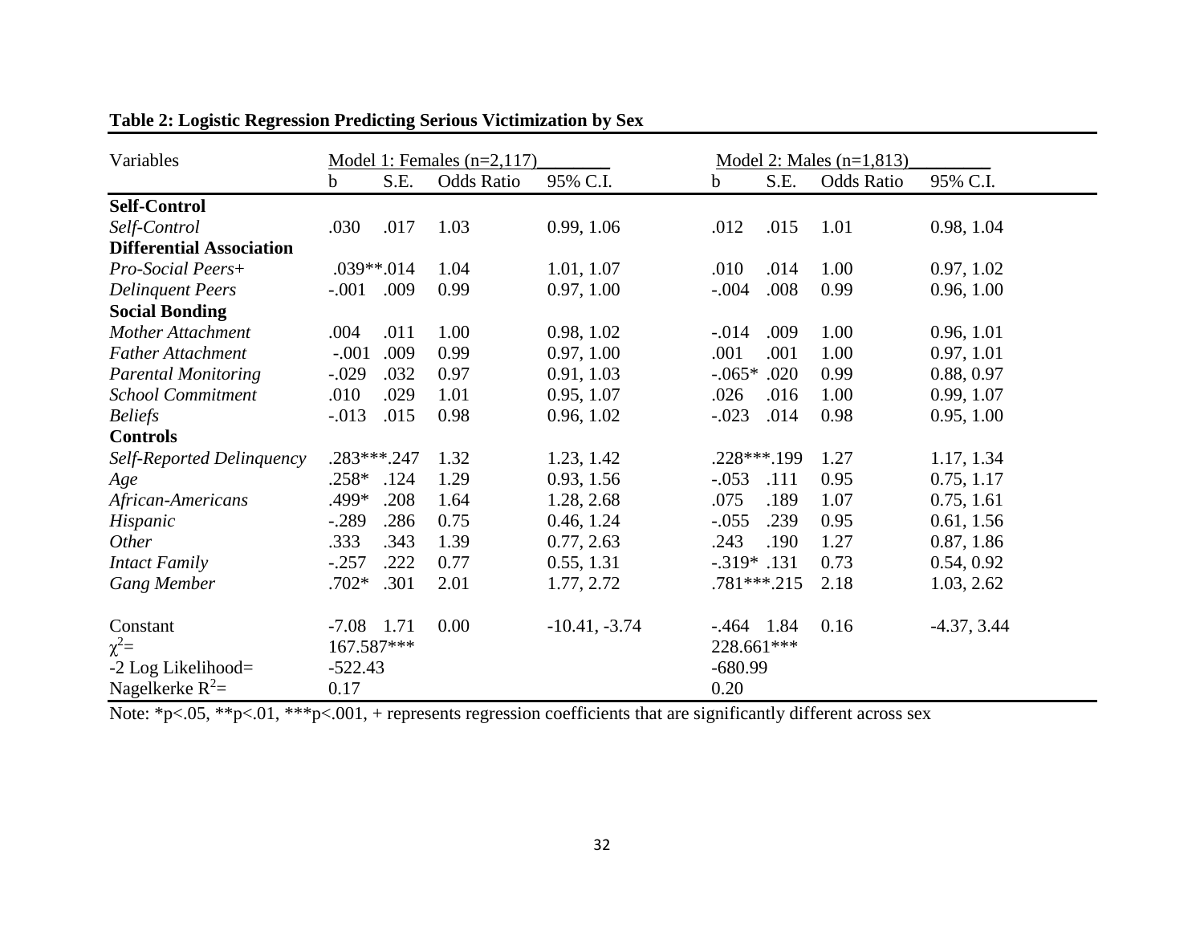**Table 2: Logistic Regression Predicting Serious Victimization by Sex**

| Variables | Model 1: Females (n=2,117) | | | | Model 2: Males (n=1,813) | | | |
|---|---|---|---|---|---|---|---|---|
| | b | S.E. | Odds Ratio | 95% C.I. | b | S.E. | Odds Ratio | 95% C.I. |
| **Self-Control** | | | | | | | | |
| *Self-Control* | .030 | .017 | 1.03 | 0.99, 1.06 | .012 | .015 | 1.01 | 0.98, 1.04 |
| **Differential Association** | | | | | | | | |
| *Pro-Social Peers+* | .039** | .014 | 1.04 | 1.01, 1.07 | .010 | .014 | 1.00 | 0.97, 1.02 |
| *Delinquent Peers* | -.001 | .009 | 0.99 | 0.97, 1.00 | -.004 | .008 | 0.99 | 0.96, 1.00 |
| **Social Bonding** | | | | | | | | |
| *Mother Attachment* | .004 | .011 | 1.00 | 0.98, 1.02 | -.014 | .009 | 1.00 | 0.96, 1.01 |
| *Father Attachment* | -.001 | .009 | 0.99 | 0.97, 1.00 | .001 | .001 | 1.00 | 0.97, 1.01 |
| *Parental Monitoring* | -.029 | .032 | 0.97 | 0.91, 1.03 | -.065* | .020 | 0.99 | 0.88, 0.97 |
| *School Commitment* | .010 | .029 | 1.01 | 0.95, 1.07 | .026 | .016 | 1.00 | 0.99, 1.07 |
| *Beliefs* | -.013 | .015 | 0.98 | 0.96, 1.02 | -.023 | .014 | 0.98 | 0.95, 1.00 |
| **Controls** | | | | | | | | |
| *Self-Reported Delinquency* | .283*** | .247 | 1.32 | 1.23, 1.42 | .228*** | .199 | 1.27 | 1.17, 1.34 |
| *Age* | .258* | .124 | 1.29 | 0.93, 1.56 | -.053 | .111 | 0.95 | 0.75, 1.17 |
| *African-Americans* | .499* | .208 | 1.64 | 1.28, 2.68 | .075 | .189 | 1.07 | 0.75, 1.61 |
| *Hispanic* | -.289 | .286 | 0.75 | 0.46, 1.24 | -.055 | .239 | 0.95 | 0.61, 1.56 |
| *Other* | .333 | .343 | 1.39 | 0.77, 2.63 | .243 | .190 | 1.27 | 0.87, 1.86 |
| *Intact Family* | -.257 | .222 | 0.77 | 0.55, 1.31 | -.319* | .131 | 0.73 | 0.54, 0.92 |
| *Gang Member* | .702* | .301 | 2.01 | 1.77, 2.72 | .781*** | .215 | 2.18 | 1.03, 2.62 |
| Constant | -7.08 | 1.71 | 0.00 | -10.41, -3.74 | -.464 | 1.84 | 0.16 | -4.37, 3.44 |
| $\chi^2$= | 167.587*** | | | | 228.661*** | | | |
| -2 Log Likelihood= | -522.43 | | | | -680.99 | | | |
| Nagelkerke $R^2$= | 0.17 | | | | 0.20 | | | |

Note: *p<.05, **p<.01, ***p<.001, + represents regression coefficients that are significantly different across sex